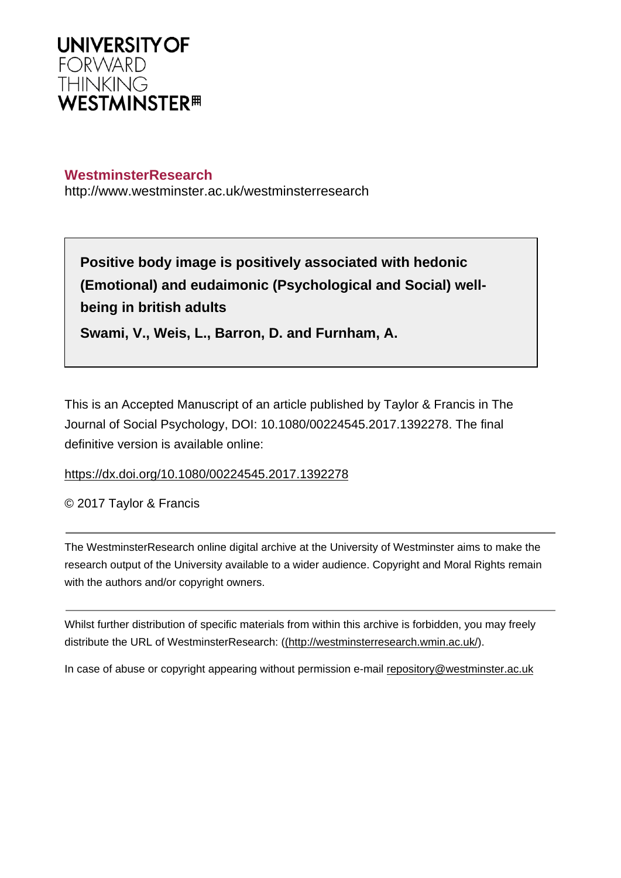UNIVERSITY OF
FORWARD
THINKING
WESTMINSTER

**WestminsterResearch**
http://www.westminster.ac.uk/westminsterresearch

**Positive body image is positively associated with hedonic (Emotional) and eudaimonic (Psychological and Social) well-being in british adults**

**Swami, V., Weis, L., Barron, D. and Furnham, A.**

This is an Accepted Manuscript of an article published by Taylor & Francis in The Journal of Social Psychology, DOI: 10.1080/00224545.2017.1392278. The final definitive version is available online:

https://dx.doi.org/10.1080/00224545.2017.1392278

© 2017 Taylor & Francis

---

The WestminsterResearch online digital archive at the University of Westminster aims to make the research output of the University available to a wider audience. Copyright and Moral Rights remain with the authors and/or copyright owners.

---

Whilst further distribution of specific materials from within this archive is forbidden, you may freely distribute the URL of WestminsterResearch: ((http://westminsterresearch.wmin.ac.uk/).

In case of abuse or copyright appearing without permission e-mail repository@westminster.ac.uk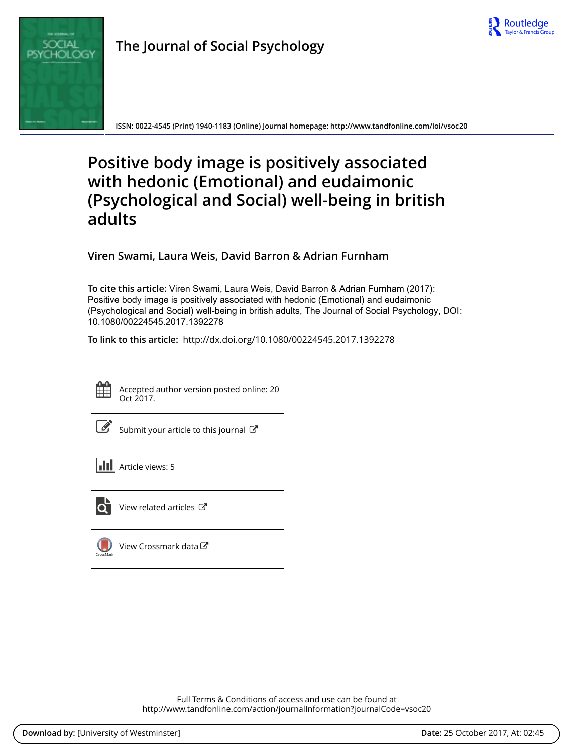The Journal of Social Psychology

ISSN: 0022-4545 (Print) 1940-1183 (Online) Journal homepage: http://www.tandfonline.com/loi/vsoc20

# Positive body image is positively associated with hedonic (Emotional) and eudaimonic (Psychological and Social) well-being in british adults

**Viren Swami, Laura Weis, David Barron & Adrian Furnham**

**To cite this article:** Viren Swami, Laura Weis, David Barron & Adrian Furnham (2017): Positive body image is positively associated with hedonic (Emotional) and eudaimonic (Psychological and Social) well-being in british adults, The Journal of Social Psychology, DOI: 10.1080/00224545.2017.1392278

**To link to this article:** http://dx.doi.org/10.1080/00224545.2017.1392278

Accepted author version posted online: 20 Oct 2017.

Submit your article to this journal

Article views: 5

View related articles

View Crossmark data

Full Terms & Conditions of access and use can be found at http://www.tandfonline.com/action/journalInformation?journalCode=vsoc20

**Download by:** [University of Westminster] **Date:** 25 October 2017, At: 02:45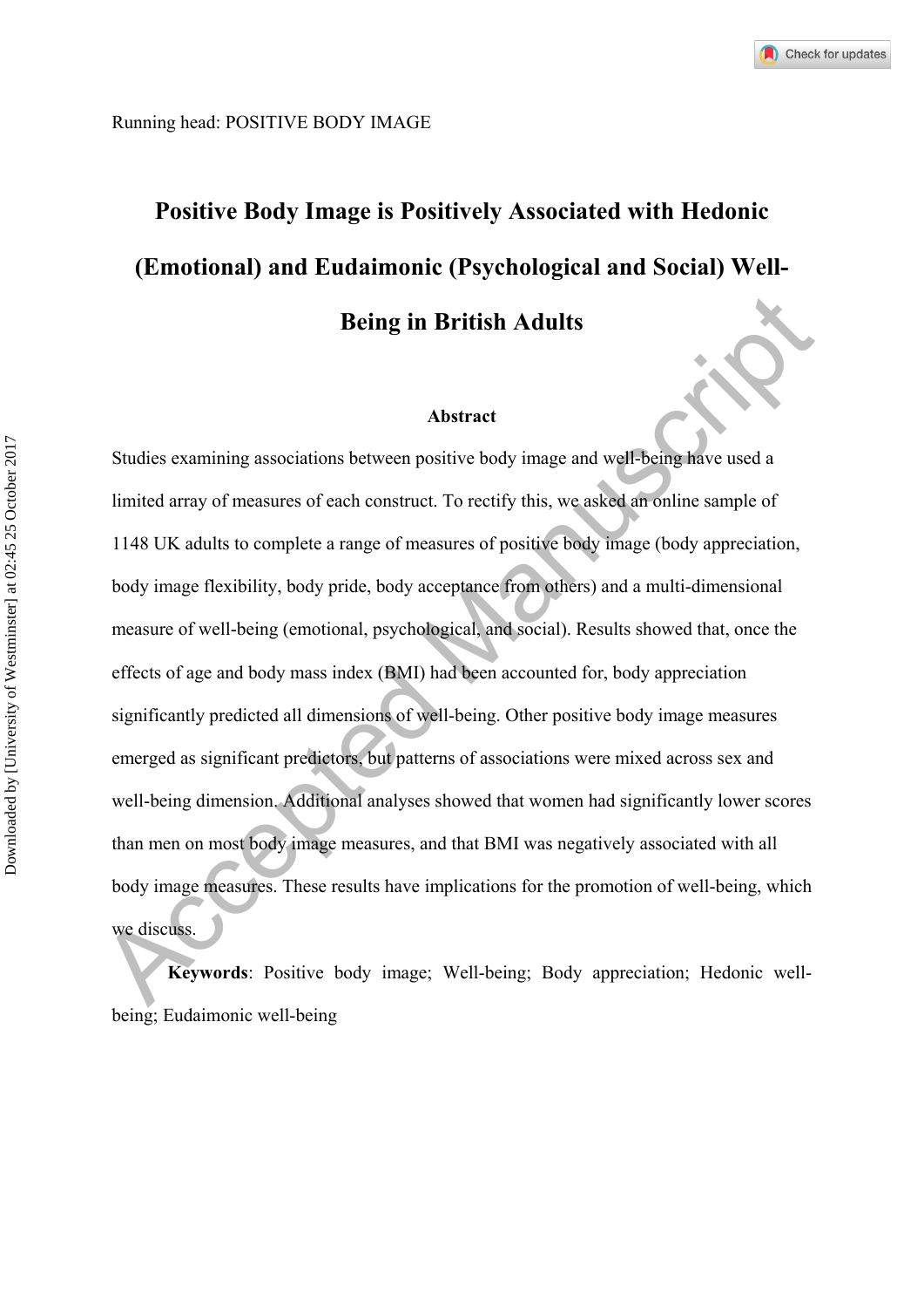# Positive Body Image is Positively Associated with Hedonic (Emotional) and Eudaimonic (Psychological and Social) Well-Being in British Adults

### Abstract

Studies examining associations between positive body image and well-being have used a limited array of measures of each construct. To rectify this, we asked an online sample of 1148 UK adults to complete a range of measures of positive body image (body appreciation, body image flexibility, body pride, body acceptance from others) and a multi-dimensional measure of well-being (emotional, psychological, and social). Results showed that, once the effects of age and body mass index (BMI) had been accounted for, body appreciation significantly predicted all dimensions of well-being. Other positive body image measures emerged as significant predictors, but patterns of associations were mixed across sex and well-being dimension. Additional analyses showed that women had significantly lower scores than men on most body image measures, and that BMI was negatively associated with all body image measures. These results have implications for the promotion of well-being, which we discuss.

**Keywords**: Positive body image; Well-being; Body appreciation; Hedonic well-being; Eudaimonic well-being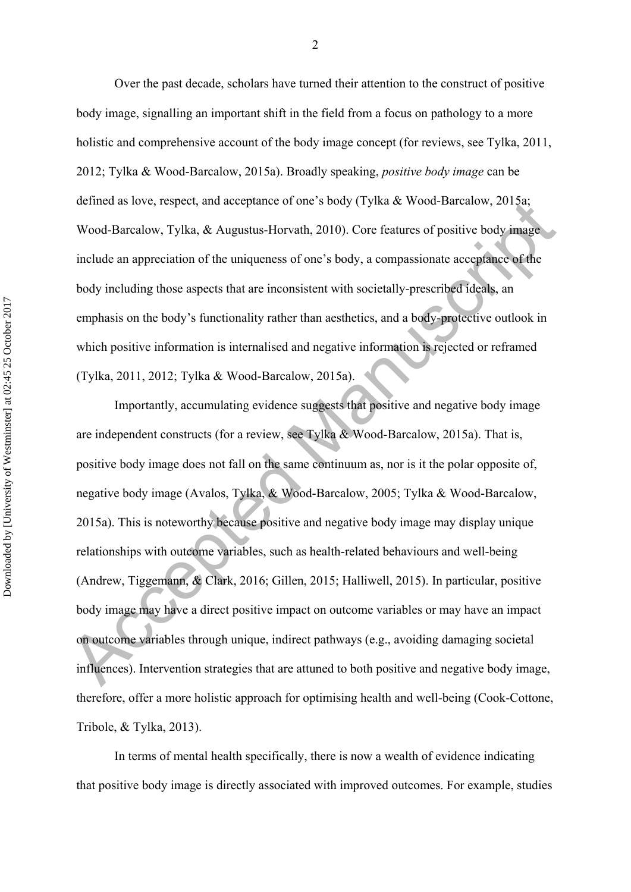Over the past decade, scholars have turned their attention to the construct of positive body image, signalling an important shift in the field from a focus on pathology to a more holistic and comprehensive account of the body image concept (for reviews, see Tylka, 2011, 2012; Tylka & Wood-Barcalow, 2015a). Broadly speaking, *positive body image* can be defined as love, respect, and acceptance of one's body (Tylka & Wood-Barcalow, 2015a; Wood-Barcalow, Tylka, & Augustus-Horvath, 2010). Core features of positive body image include an appreciation of the uniqueness of one's body, a compassionate acceptance of the body including those aspects that are inconsistent with societally-prescribed ideals, an emphasis on the body's functionality rather than aesthetics, and a body-protective outlook in which positive information is internalised and negative information is rejected or reframed (Tylka, 2011, 2012; Tylka & Wood-Barcalow, 2015a).

Importantly, accumulating evidence suggests that positive and negative body image are independent constructs (for a review, see Tylka & Wood-Barcalow, 2015a). That is, positive body image does not fall on the same continuum as, nor is it the polar opposite of, negative body image (Avalos, Tylka, & Wood-Barcalow, 2005; Tylka & Wood-Barcalow, 2015a). This is noteworthy because positive and negative body image may display unique relationships with outcome variables, such as health-related behaviours and well-being (Andrew, Tiggemann, & Clark, 2016; Gillen, 2015; Halliwell, 2015). In particular, positive body image may have a direct positive impact on outcome variables or may have an impact on outcome variables through unique, indirect pathways (e.g., avoiding damaging societal influences). Intervention strategies that are attuned to both positive and negative body image, therefore, offer a more holistic approach for optimising health and well-being (Cook-Cottone, Tribole, & Tylka, 2013).

In terms of mental health specifically, there is now a wealth of evidence indicating that positive body image is directly associated with improved outcomes. For example, studies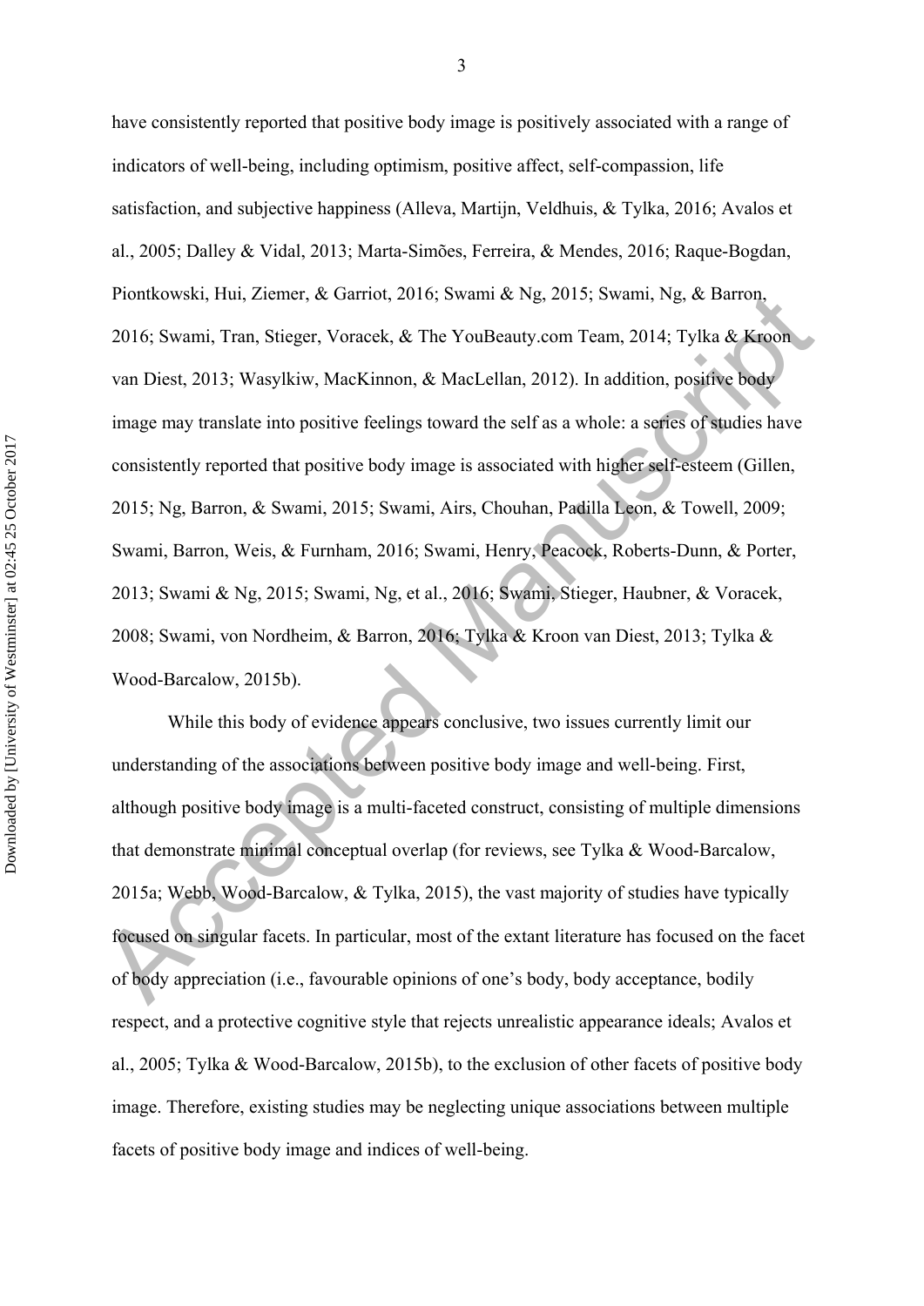have consistently reported that positive body image is positively associated with a range of indicators of well-being, including optimism, positive affect, self-compassion, life satisfaction, and subjective happiness (Alleva, Martijn, Veldhuis, & Tylka, 2016; Avalos et al., 2005; Dalley & Vidal, 2013; Marta-Simões, Ferreira, & Mendes, 2016; Raque-Bogdan, Piontkowski, Hui, Ziemer, & Garriot, 2016; Swami & Ng, 2015; Swami, Ng, & Barron, 2016; Swami, Tran, Stieger, Voracek, & The YouBeauty.com Team, 2014; Tylka & Kroon van Diest, 2013; Wasylkiw, MacKinnon, & MacLellan, 2012). In addition, positive body image may translate into positive feelings toward the self as a whole: a series of studies have consistently reported that positive body image is associated with higher self-esteem (Gillen, 2015; Ng, Barron, & Swami, 2015; Swami, Airs, Chouhan, Padilla Leon, & Towell, 2009; Swami, Barron, Weis, & Furnham, 2016; Swami, Henry, Peacock, Roberts-Dunn, & Porter, 2013; Swami & Ng, 2015; Swami, Ng, et al., 2016; Swami, Stieger, Haubner, & Voracek, 2008; Swami, von Nordheim, & Barron, 2016; Tylka & Kroon van Diest, 2013; Tylka & Wood-Barcalow, 2015b).

While this body of evidence appears conclusive, two issues currently limit our understanding of the associations between positive body image and well-being. First, although positive body image is a multi-faceted construct, consisting of multiple dimensions that demonstrate minimal conceptual overlap (for reviews, see Tylka & Wood-Barcalow, 2015a; Webb, Wood-Barcalow, & Tylka, 2015), the vast majority of studies have typically focused on singular facets. In particular, most of the extant literature has focused on the facet of body appreciation (i.e., favourable opinions of one's body, body acceptance, bodily respect, and a protective cognitive style that rejects unrealistic appearance ideals; Avalos et al., 2005; Tylka & Wood-Barcalow, 2015b), to the exclusion of other facets of positive body image. Therefore, existing studies may be neglecting unique associations between multiple facets of positive body image and indices of well-being.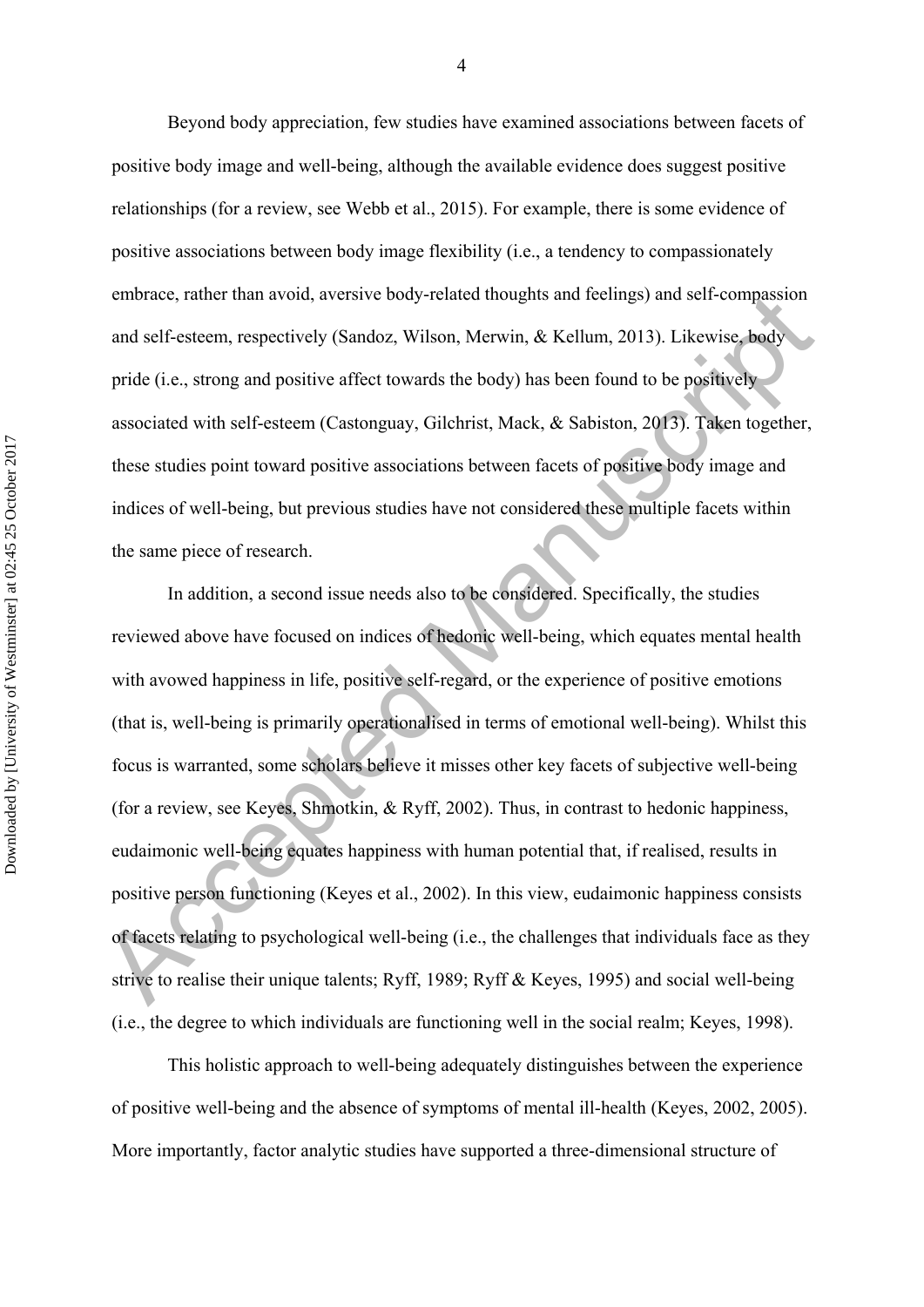Beyond body appreciation, few studies have examined associations between facets of positive body image and well-being, although the available evidence does suggest positive relationships (for a review, see Webb et al., 2015). For example, there is some evidence of positive associations between body image flexibility (i.e., a tendency to compassionately embrace, rather than avoid, aversive body-related thoughts and feelings) and self-compassion and self-esteem, respectively (Sandoz, Wilson, Merwin, & Kellum, 2013). Likewise, body pride (i.e., strong and positive affect towards the body) has been found to be positively associated with self-esteem (Castonguay, Gilchrist, Mack, & Sabiston, 2013). Taken together, these studies point toward positive associations between facets of positive body image and indices of well-being, but previous studies have not considered these multiple facets within the same piece of research.

In addition, a second issue needs also to be considered. Specifically, the studies reviewed above have focused on indices of hedonic well-being, which equates mental health with avowed happiness in life, positive self-regard, or the experience of positive emotions (that is, well-being is primarily operationalised in terms of emotional well-being). Whilst this focus is warranted, some scholars believe it misses other key facets of subjective well-being (for a review, see Keyes, Shmotkin, & Ryff, 2002). Thus, in contrast to hedonic happiness, eudaimonic well-being equates happiness with human potential that, if realised, results in positive person functioning (Keyes et al., 2002). In this view, eudaimonic happiness consists of facets relating to psychological well-being (i.e., the challenges that individuals face as they strive to realise their unique talents; Ryff, 1989; Ryff & Keyes, 1995) and social well-being (i.e., the degree to which individuals are functioning well in the social realm; Keyes, 1998).

This holistic approach to well-being adequately distinguishes between the experience of positive well-being and the absence of symptoms of mental ill-health (Keyes, 2002, 2005). More importantly, factor analytic studies have supported a three-dimensional structure of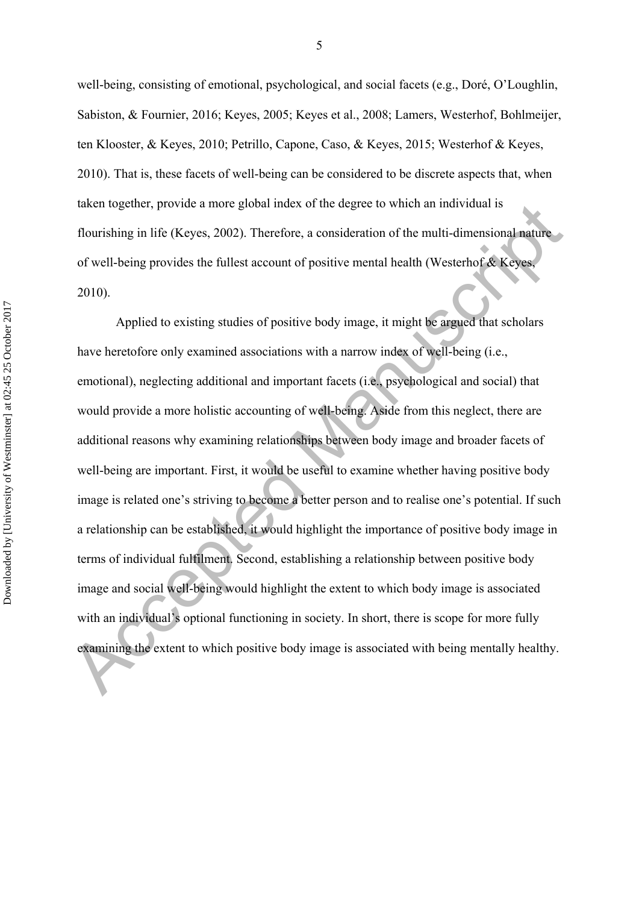well-being, consisting of emotional, psychological, and social facets (e.g., Doré, O'Loughlin, Sabiston, & Fournier, 2016; Keyes, 2005; Keyes et al., 2008; Lamers, Westerhof, Bohlmeijer, ten Klooster, & Keyes, 2010; Petrillo, Capone, Caso, & Keyes, 2015; Westerhof & Keyes, 2010). That is, these facets of well-being can be considered to be discrete aspects that, when taken together, provide a more global index of the degree to which an individual is flourishing in life (Keyes, 2002). Therefore, a consideration of the multi-dimensional nature of well-being provides the fullest account of positive mental health (Westerhof & Keyes, 2010).

Applied to existing studies of positive body image, it might be argued that scholars have heretofore only examined associations with a narrow index of well-being (i.e., emotional), neglecting additional and important facets (i.e., psychological and social) that would provide a more holistic accounting of well-being. Aside from this neglect, there are additional reasons why examining relationships between body image and broader facets of well-being are important. First, it would be useful to examine whether having positive body image is related one's striving to become a better person and to realise one's potential. If such a relationship can be established, it would highlight the importance of positive body image in terms of individual fulfilment. Second, establishing a relationship between positive body image and social well-being would highlight the extent to which body image is associated with an individual's optional functioning in society. In short, there is scope for more fully examining the extent to which positive body image is associated with being mentally healthy.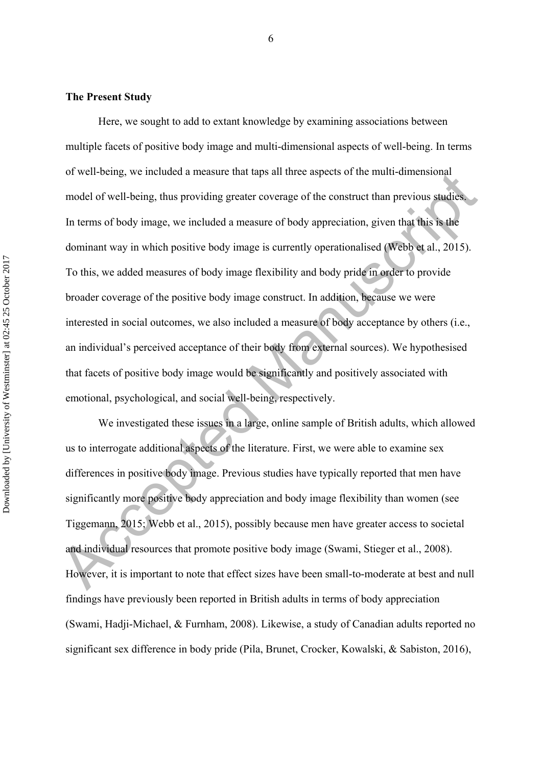**The Present Study**

Here, we sought to add to extant knowledge by examining associations between multiple facets of positive body image and multi-dimensional aspects of well-being. In terms of well-being, we included a measure that taps all three aspects of the multi-dimensional model of well-being, thus providing greater coverage of the construct than previous studies. In terms of body image, we included a measure of body appreciation, given that this is the dominant way in which positive body image is currently operationalised (Webb et al., 2015). To this, we added measures of body image flexibility and body pride in order to provide broader coverage of the positive body image construct. In addition, because we were interested in social outcomes, we also included a measure of body acceptance by others (i.e., an individual's perceived acceptance of their body from external sources). We hypothesised that facets of positive body image would be significantly and positively associated with emotional, psychological, and social well-being, respectively.

We investigated these issues in a large, online sample of British adults, which allowed us to interrogate additional aspects of the literature. First, we were able to examine sex differences in positive body image. Previous studies have typically reported that men have significantly more positive body appreciation and body image flexibility than women (see Tiggemann, 2015; Webb et al., 2015), possibly because men have greater access to societal and individual resources that promote positive body image (Swami, Stieger et al., 2008). However, it is important to note that effect sizes have been small-to-moderate at best and null findings have previously been reported in British adults in terms of body appreciation (Swami, Hadji-Michael, & Furnham, 2008). Likewise, a study of Canadian adults reported no significant sex difference in body pride (Pila, Brunet, Crocker, Kowalski, & Sabiston, 2016),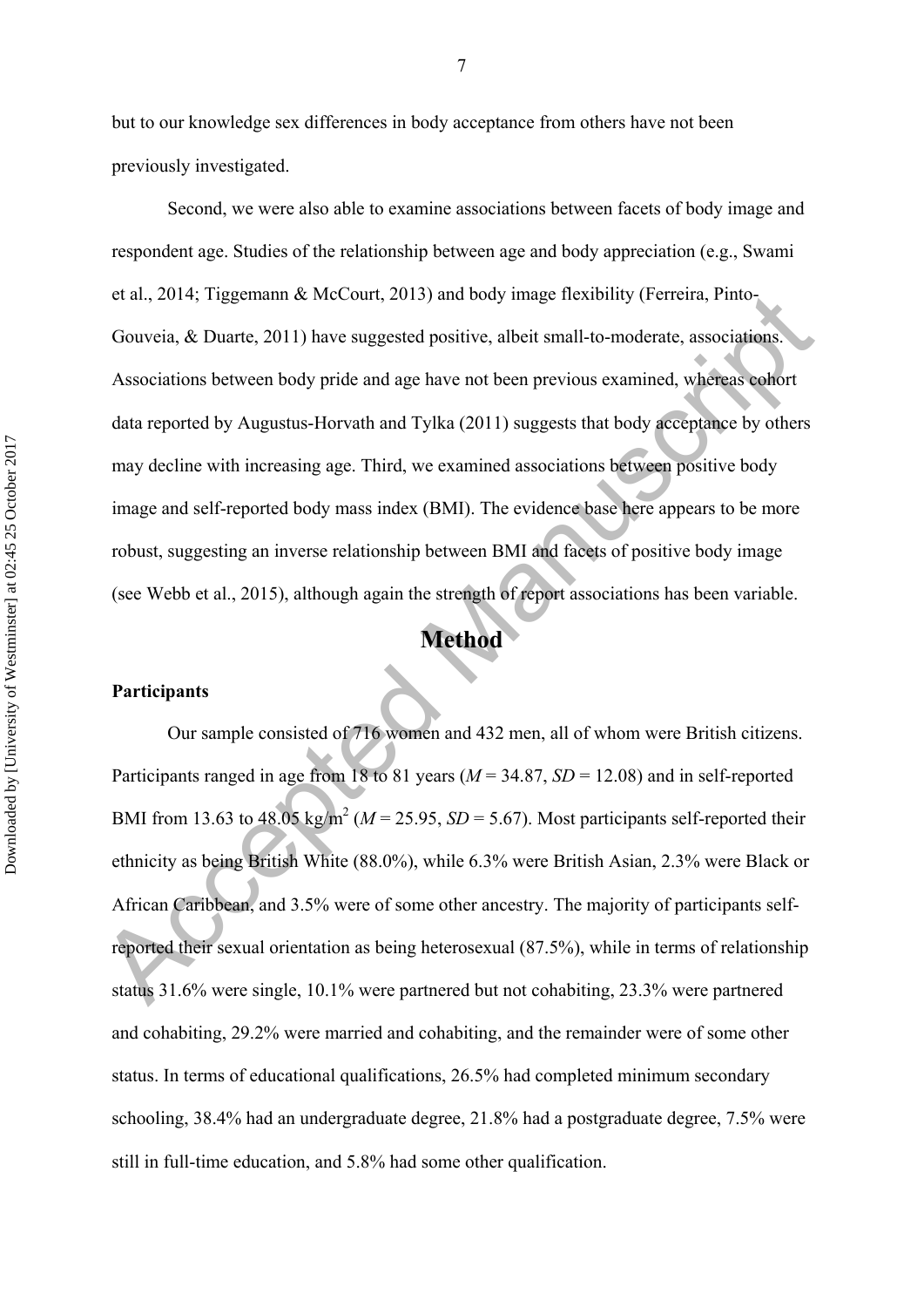but to our knowledge sex differences in body acceptance from others have not been previously investigated.

Second, we were also able to examine associations between facets of body image and respondent age. Studies of the relationship between age and body appreciation (e.g., Swami et al., 2014; Tiggemann & McCourt, 2013) and body image flexibility (Ferreira, Pinto-Gouveia, & Duarte, 2011) have suggested positive, albeit small-to-moderate, associations. Associations between body pride and age have not been previous examined, whereas cohort data reported by Augustus-Horvath and Tylka (2011) suggests that body acceptance by others may decline with increasing age. Third, we examined associations between positive body image and self-reported body mass index (BMI). The evidence base here appears to be more robust, suggesting an inverse relationship between BMI and facets of positive body image (see Webb et al., 2015), although again the strength of report associations has been variable.

# Method

## Participants

Our sample consisted of 716 women and 432 men, all of whom were British citizens. Participants ranged in age from 18 to 81 years ($M$ = 34.87, $SD$ = 12.08) and in self-reported BMI from 13.63 to 48.05 kg/m$^2$ ($M$ = 25.95, $SD$ = 5.67). Most participants self-reported their ethnicity as being British White (88.0%), while 6.3% were British Asian, 2.3% were Black or African Caribbean, and 3.5% were of some other ancestry. The majority of participants self-reported their sexual orientation as being heterosexual (87.5%), while in terms of relationship status 31.6% were single, 10.1% were partnered but not cohabiting, 23.3% were partnered and cohabiting, 29.2% were married and cohabiting, and the remainder were of some other status. In terms of educational qualifications, 26.5% had completed minimum secondary schooling, 38.4% had an undergraduate degree, 21.8% had a postgraduate degree, 7.5% were still in full-time education, and 5.8% had some other qualification.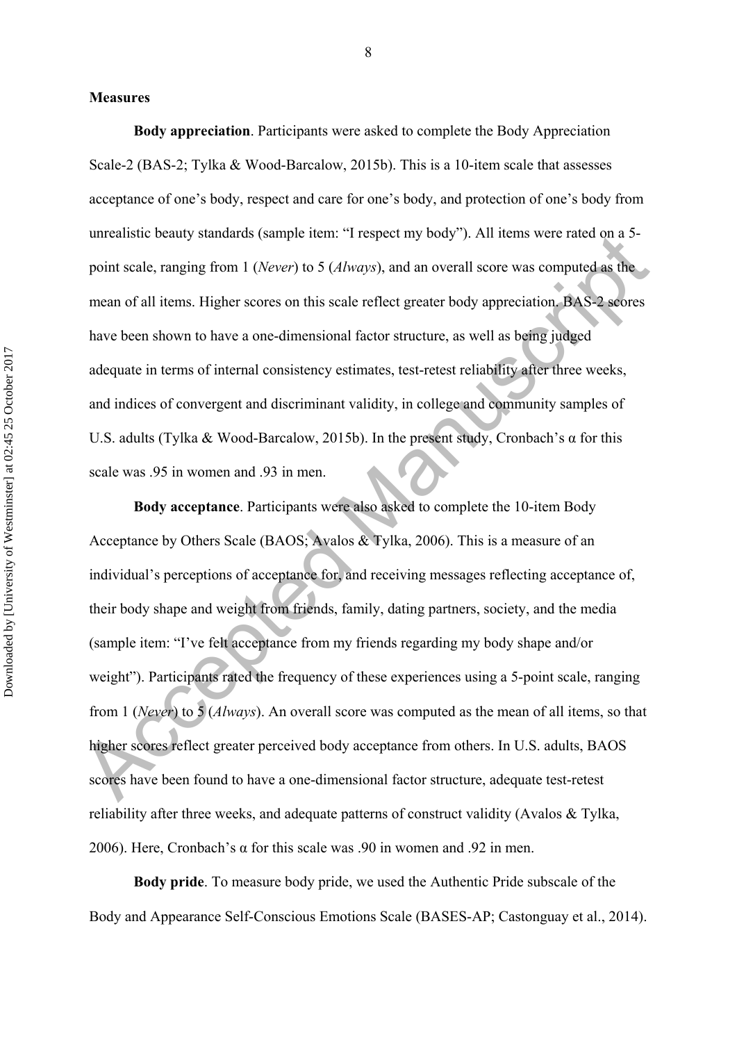**Measures**

**Body appreciation**. Participants were asked to complete the Body Appreciation Scale-2 (BAS-2; Tylka & Wood-Barcalow, 2015b). This is a 10-item scale that assesses acceptance of one's body, respect and care for one's body, and protection of one's body from unrealistic beauty standards (sample item: "I respect my body"). All items were rated on a 5-point scale, ranging from 1 (*Never*) to 5 (*Always*), and an overall score was computed as the mean of all items. Higher scores on this scale reflect greater body appreciation. BAS-2 scores have been shown to have a one-dimensional factor structure, as well as being judged adequate in terms of internal consistency estimates, test-retest reliability after three weeks, and indices of convergent and discriminant validity, in college and community samples of U.S. adults (Tylka & Wood-Barcalow, 2015b). In the present study, Cronbach's α for this scale was .95 in women and .93 in men.

**Body acceptance**. Participants were also asked to complete the 10-item Body Acceptance by Others Scale (BAOS; Avalos & Tylka, 2006). This is a measure of an individual's perceptions of acceptance for, and receiving messages reflecting acceptance of, their body shape and weight from friends, family, dating partners, society, and the media (sample item: "I've felt acceptance from my friends regarding my body shape and/or weight"). Participants rated the frequency of these experiences using a 5-point scale, ranging from 1 (*Never*) to 5 (*Always*). An overall score was computed as the mean of all items, so that higher scores reflect greater perceived body acceptance from others. In U.S. adults, BAOS scores have been found to have a one-dimensional factor structure, adequate test-retest reliability after three weeks, and adequate patterns of construct validity (Avalos & Tylka, 2006). Here, Cronbach's α for this scale was .90 in women and .92 in men.

**Body pride**. To measure body pride, we used the Authentic Pride subscale of the Body and Appearance Self-Conscious Emotions Scale (BASES-AP; Castonguay et al., 2014).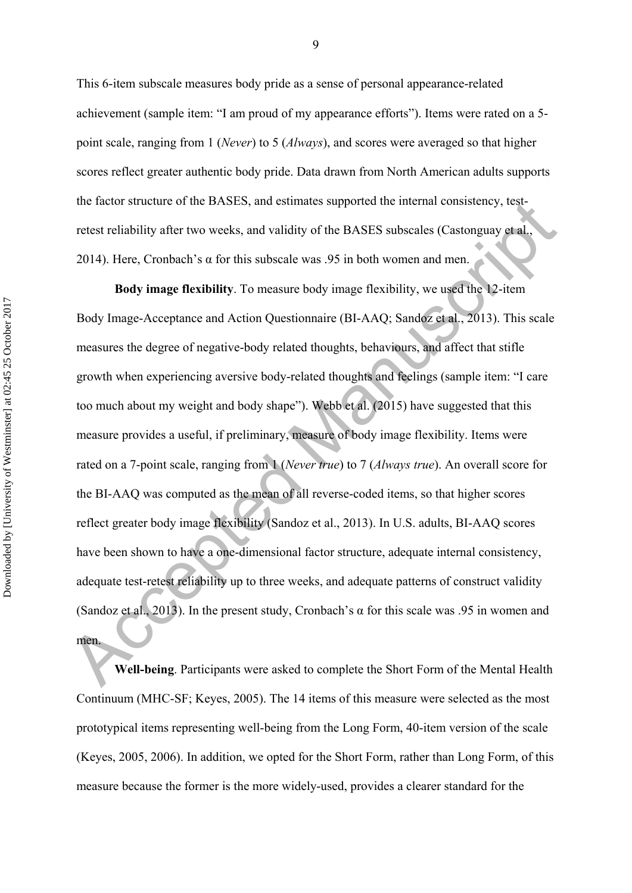This 6-item subscale measures body pride as a sense of personal appearance-related achievement (sample item: "I am proud of my appearance efforts"). Items were rated on a 5-point scale, ranging from 1 (*Never*) to 5 (*Always*), and scores were averaged so that higher scores reflect greater authentic body pride. Data drawn from North American adults supports the factor structure of the BASES, and estimates supported the internal consistency, test-retest reliability after two weeks, and validity of the BASES subscales (Castonguay et al., 2014). Here, Cronbach's α for this subscale was .95 in both women and men.

**Body image flexibility**. To measure body image flexibility, we used the 12-item Body Image-Acceptance and Action Questionnaire (BI-AAQ; Sandoz et al., 2013). This scale measures the degree of negative-body related thoughts, behaviours, and affect that stifle growth when experiencing aversive body-related thoughts and feelings (sample item: "I care too much about my weight and body shape"). Webb et al. (2015) have suggested that this measure provides a useful, if preliminary, measure of body image flexibility. Items were rated on a 7-point scale, ranging from 1 (*Never true*) to 7 (*Always true*). An overall score for the BI-AAQ was computed as the mean of all reverse-coded items, so that higher scores reflect greater body image flexibility (Sandoz et al., 2013). In U.S. adults, BI-AAQ scores have been shown to have a one-dimensional factor structure, adequate internal consistency, adequate test-retest reliability up to three weeks, and adequate patterns of construct validity (Sandoz et al., 2013). In the present study, Cronbach's α for this scale was .95 in women and men.

**Well-being**. Participants were asked to complete the Short Form of the Mental Health Continuum (MHC-SF; Keyes, 2005). The 14 items of this measure were selected as the most prototypical items representing well-being from the Long Form, 40-item version of the scale (Keyes, 2005, 2006). In addition, we opted for the Short Form, rather than Long Form, of this measure because the former is the more widely-used, provides a clearer standard for the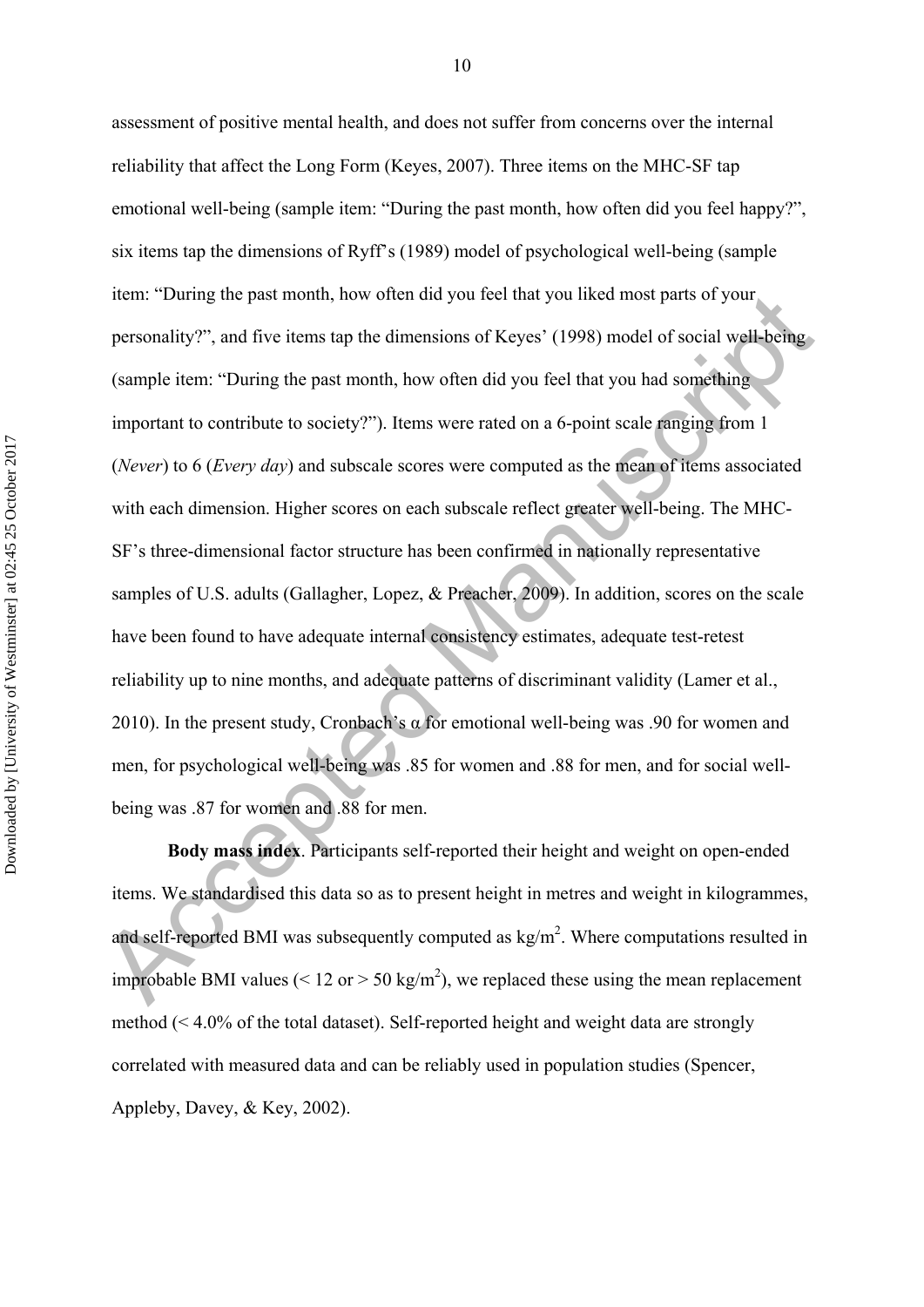assessment of positive mental health, and does not suffer from concerns over the internal reliability that affect the Long Form (Keyes, 2007). Three items on the MHC-SF tap emotional well-being (sample item: "During the past month, how often did you feel happy?", six items tap the dimensions of Ryff's (1989) model of psychological well-being (sample item: "During the past month, how often did you feel that you liked most parts of your personality?", and five items tap the dimensions of Keyes' (1998) model of social well-being (sample item: "During the past month, how often did you feel that you had something important to contribute to society?"). Items were rated on a 6-point scale ranging from 1 (*Never*) to 6 (*Every day*) and subscale scores were computed as the mean of items associated with each dimension. Higher scores on each subscale reflect greater well-being. The MHC-SF's three-dimensional factor structure has been confirmed in nationally representative samples of U.S. adults (Gallagher, Lopez, & Preacher, 2009). In addition, scores on the scale have been found to have adequate internal consistency estimates, adequate test-retest reliability up to nine months, and adequate patterns of discriminant validity (Lamer et al., 2010). In the present study, Cronbach's $\alpha$ for emotional well-being was .90 for women and men, for psychological well-being was .85 for women and .88 for men, and for social well-being was .87 for women and .88 for men.

**Body mass index**. Participants self-reported their height and weight on open-ended items. We standardised this data so as to present height in metres and weight in kilogrammes, and self-reported BMI was subsequently computed as $kg/m^2$. Where computations resulted in improbable BMI values ($< 12$ or $> 50$ $kg/m^2$), we replaced these using the mean replacement method (< 4.0% of the total dataset). Self-reported height and weight data are strongly correlated with measured data and can be reliably used in population studies (Spencer, Appleby, Davey, & Key, 2002).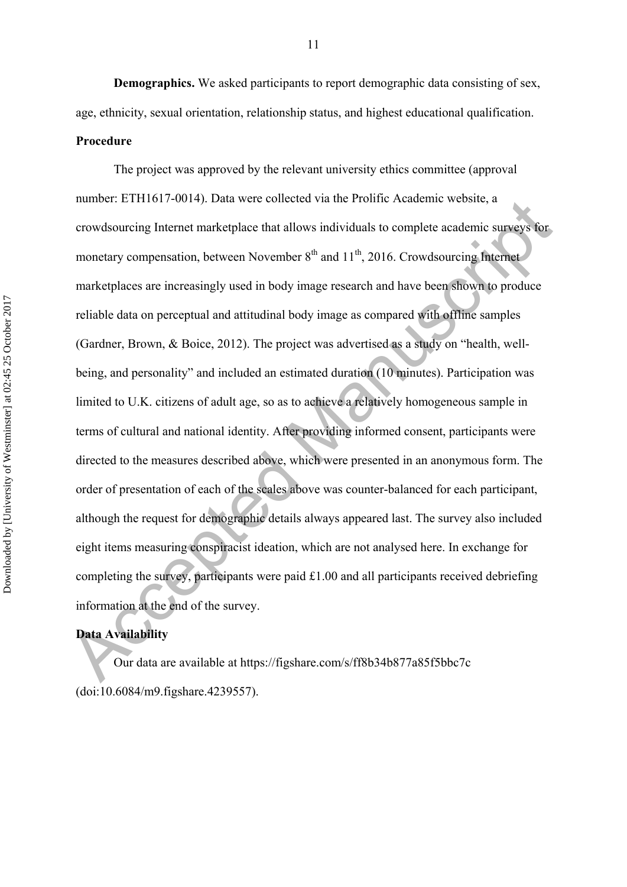**Demographics.** We asked participants to report demographic data consisting of sex, age, ethnicity, sexual orientation, relationship status, and highest educational qualification.

**Procedure**

The project was approved by the relevant university ethics committee (approval number: ETH1617-0014). Data were collected via the Prolific Academic website, a crowdsourcing Internet marketplace that allows individuals to complete academic surveys for monetary compensation, between November 8th and 11th, 2016. Crowdsourcing Internet marketplaces are increasingly used in body image research and have been shown to produce reliable data on perceptual and attitudinal body image as compared with offline samples (Gardner, Brown, & Boice, 2012). The project was advertised as a study on "health, well-being, and personality" and included an estimated duration (10 minutes). Participation was limited to U.K. citizens of adult age, so as to achieve a relatively homogeneous sample in terms of cultural and national identity. After providing informed consent, participants were directed to the measures described above, which were presented in an anonymous form. The order of presentation of each of the scales above was counter-balanced for each participant, although the request for demographic details always appeared last. The survey also included eight items measuring conspiracist ideation, which are not analysed here. In exchange for completing the survey, participants were paid £1.00 and all participants received debriefing information at the end of the survey.

**Data Availability**

Our data are available at https://figshare.com/s/ff8b34b877a85f5bbc7c (doi:10.6084/m9.figshare.4239557).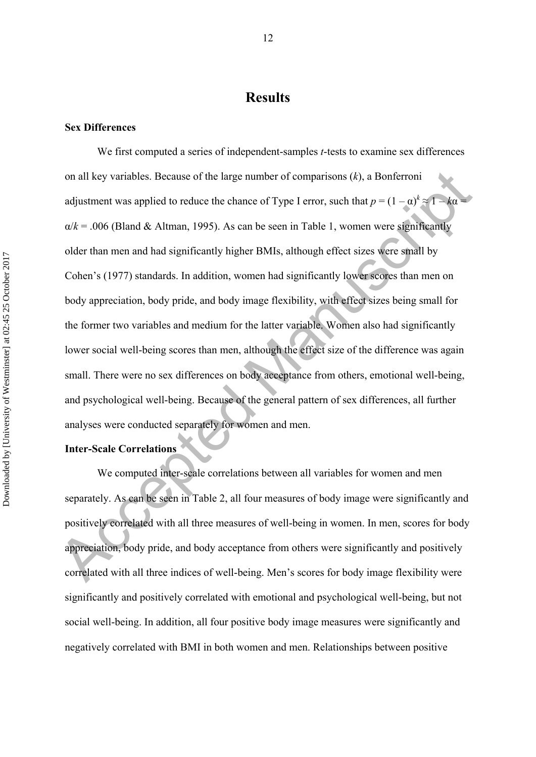# Results

## Sex Differences

We first computed a series of independent-samples *t*-tests to examine sex differences on all key variables. Because of the large number of comparisons ($k$), a Bonferroni adjustment was applied to reduce the chance of Type I error, such that $p = (1 - \alpha)^k \approx 1 - k\alpha = \alpha/k = .006$ (Bland & Altman, 1995). As can be seen in Table 1, women were significantly older than men and had significantly higher BMIs, although effect sizes were small by Cohen's (1977) standards. In addition, women had significantly lower scores than men on body appreciation, body pride, and body image flexibility, with effect sizes being small for the former two variables and medium for the latter variable. Women also had significantly lower social well-being scores than men, although the effect size of the difference was again small. There were no sex differences on body acceptance from others, emotional well-being, and psychological well-being. Because of the general pattern of sex differences, all further analyses were conducted separately for women and men.

## Inter-Scale Correlations

We computed inter-scale correlations between all variables for women and men separately. As can be seen in Table 2, all four measures of body image were significantly and positively correlated with all three measures of well-being in women. In men, scores for body appreciation, body pride, and body acceptance from others were significantly and positively correlated with all three indices of well-being. Men's scores for body image flexibility were significantly and positively correlated with emotional and psychological well-being, but not social well-being. In addition, all four positive body image measures were significantly and negatively correlated with BMI in both women and men. Relationships between positive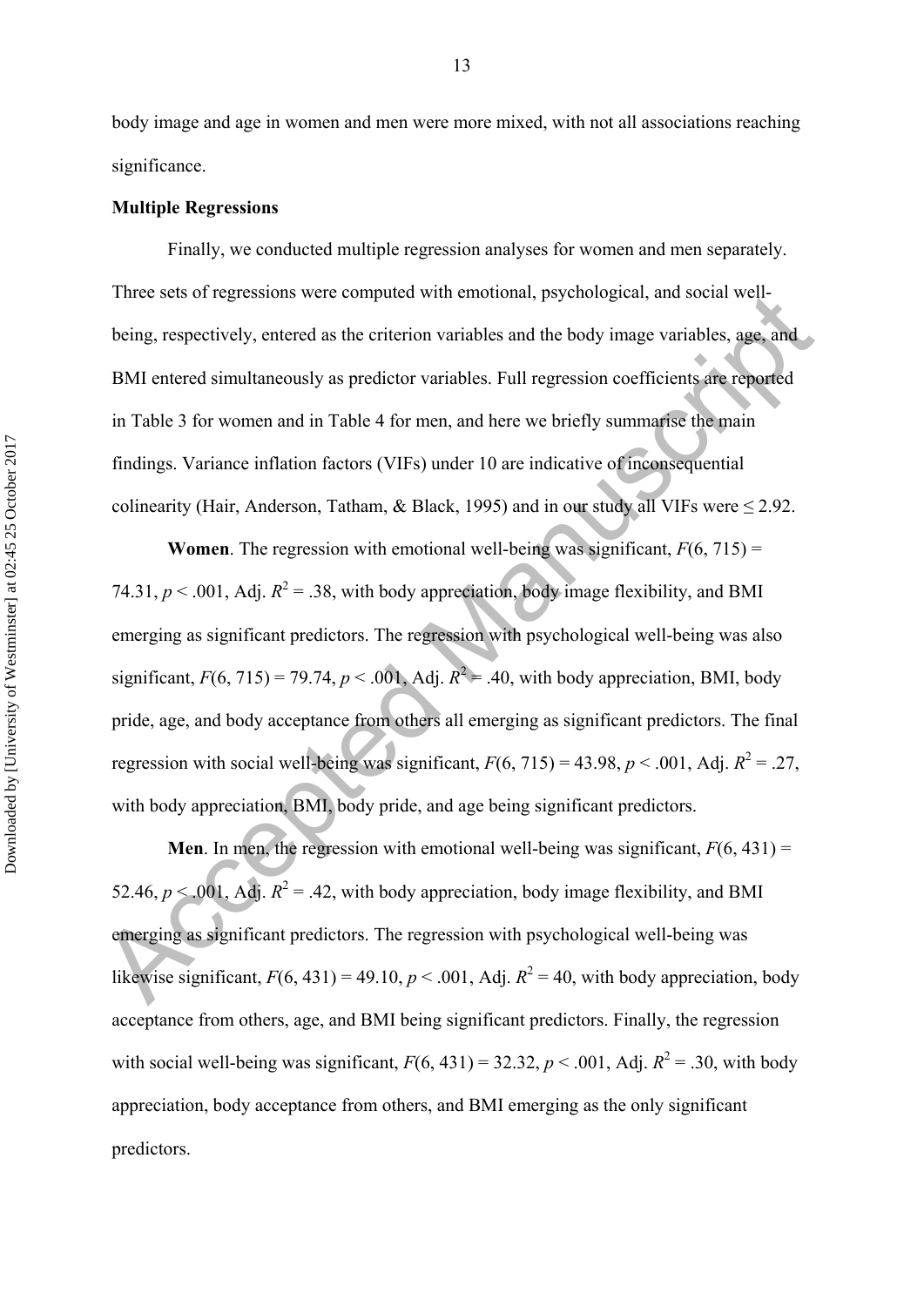body image and age in women and men were more mixed, with not all associations reaching significance.

**Multiple Regressions**

Finally, we conducted multiple regression analyses for women and men separately. Three sets of regressions were computed with emotional, psychological, and social well-being, respectively, entered as the criterion variables and the body image variables, age, and BMI entered simultaneously as predictor variables. Full regression coefficients are reported in Table 3 for women and in Table 4 for men, and here we briefly summarise the main findings. Variance inflation factors (VIFs) under 10 are indicative of inconsequential colinearity (Hair, Anderson, Tatham, & Black, 1995) and in our study all VIFs were ≤ 2.92.

**Women**. The regression with emotional well-being was significant, $F(6, 715) = 74.31$, $p < .001$, Adj. $R^2 = .38$, with body appreciation, body image flexibility, and BMI emerging as significant predictors. The regression with psychological well-being was also significant, $F(6, 715) = 79.74$, $p < .001$, Adj. $R^2 = .40$, with body appreciation, BMI, body pride, age, and body acceptance from others all emerging as significant predictors. The final regression with social well-being was significant, $F(6, 715) = 43.98$, $p < .001$, Adj. $R^2 = .27$, with body appreciation, BMI, body pride, and age being significant predictors.

**Men**. In men, the regression with emotional well-being was significant, $F(6, 431) = 52.46$, $p < .001$, Adj. $R^2 = .42$, with body appreciation, body image flexibility, and BMI emerging as significant predictors. The regression with psychological well-being was likewise significant, $F(6, 431) = 49.10$, $p < .001$, Adj. $R^2 = 40$, with body appreciation, body acceptance from others, age, and BMI being significant predictors. Finally, the regression with social well-being was significant, $F(6, 431) = 32.32$, $p < .001$, Adj. $R^2 = .30$, with body appreciation, body acceptance from others, and BMI emerging as the only significant predictors.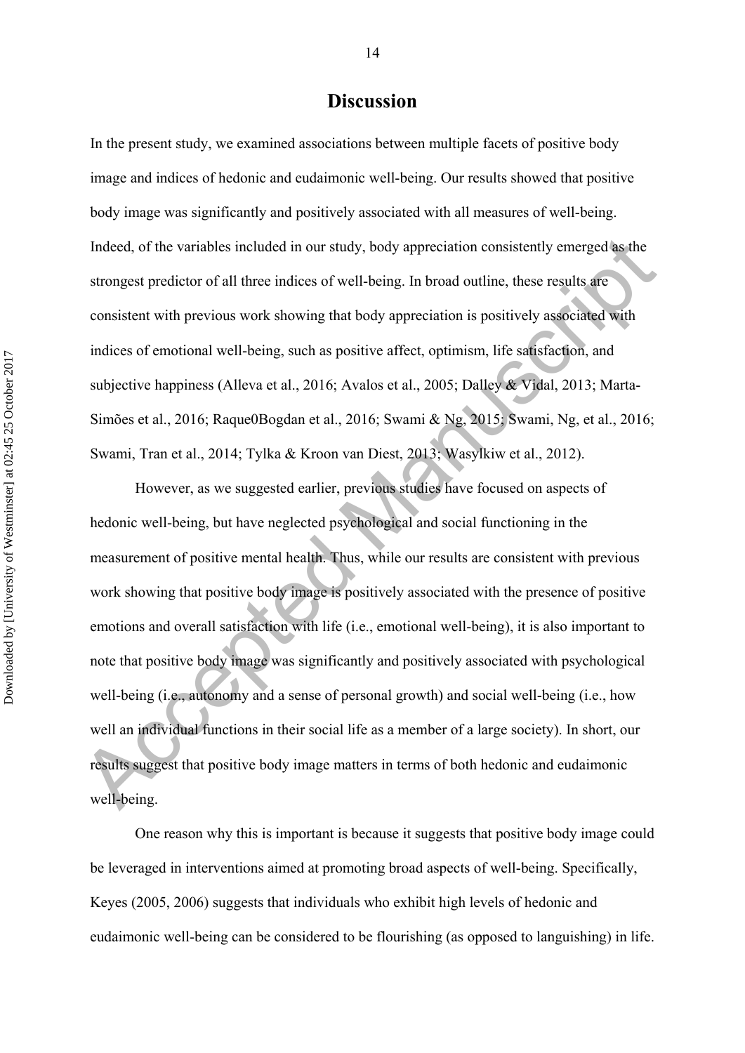# Discussion

In the present study, we examined associations between multiple facets of positive body image and indices of hedonic and eudaimonic well-being. Our results showed that positive body image was significantly and positively associated with all measures of well-being. Indeed, of the variables included in our study, body appreciation consistently emerged as the strongest predictor of all three indices of well-being. In broad outline, these results are consistent with previous work showing that body appreciation is positively associated with indices of emotional well-being, such as positive affect, optimism, life satisfaction, and subjective happiness (Alleva et al., 2016; Avalos et al., 2005; Dalley & Vidal, 2013; Marta-Simões et al., 2016; Raque0Bogdan et al., 2016; Swami & Ng, 2015; Swami, Ng, et al., 2016; Swami, Tran et al., 2014; Tylka & Kroon van Diest, 2013; Wasylkiw et al., 2012).

However, as we suggested earlier, previous studies have focused on aspects of hedonic well-being, but have neglected psychological and social functioning in the measurement of positive mental health. Thus, while our results are consistent with previous work showing that positive body image is positively associated with the presence of positive emotions and overall satisfaction with life (i.e., emotional well-being), it is also important to note that positive body image was significantly and positively associated with psychological well-being (i.e., autonomy and a sense of personal growth) and social well-being (i.e., how well an individual functions in their social life as a member of a large society). In short, our results suggest that positive body image matters in terms of both hedonic and eudaimonic well-being.

One reason why this is important is because it suggests that positive body image could be leveraged in interventions aimed at promoting broad aspects of well-being. Specifically, Keyes (2005, 2006) suggests that individuals who exhibit high levels of hedonic and eudaimonic well-being can be considered to be flourishing (as opposed to languishing) in life.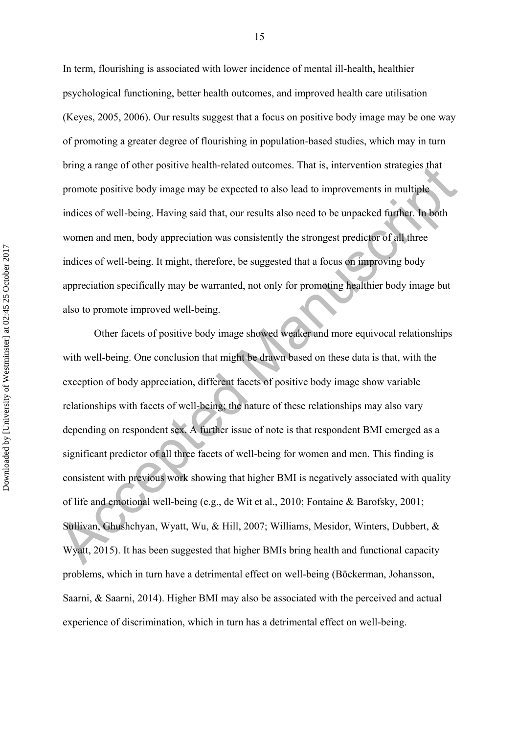In term, flourishing is associated with lower incidence of mental ill-health, healthier psychological functioning, better health outcomes, and improved health care utilisation (Keyes, 2005, 2006). Our results suggest that a focus on positive body image may be one way of promoting a greater degree of flourishing in population-based studies, which may in turn bring a range of other positive health-related outcomes. That is, intervention strategies that promote positive body image may be expected to also lead to improvements in multiple indices of well-being. Having said that, our results also need to be unpacked further. In both women and men, body appreciation was consistently the strongest predictor of all three indices of well-being. It might, therefore, be suggested that a focus on improving body appreciation specifically may be warranted, not only for promoting healthier body image but also to promote improved well-being.

Other facets of positive body image showed weaker and more equivocal relationships with well-being. One conclusion that might be drawn based on these data is that, with the exception of body appreciation, different facets of positive body image show variable relationships with facets of well-being; the nature of these relationships may also vary depending on respondent sex. A further issue of note is that respondent BMI emerged as a significant predictor of all three facets of well-being for women and men. This finding is consistent with previous work showing that higher BMI is negatively associated with quality of life and emotional well-being (e.g., de Wit et al., 2010; Fontaine & Barofsky, 2001; Sullivan, Ghushchyan, Wyatt, Wu, & Hill, 2007; Williams, Mesidor, Winters, Dubbert, & Wyatt, 2015). It has been suggested that higher BMIs bring health and functional capacity problems, which in turn have a detrimental effect on well-being (Böckerman, Johansson, Saarni, & Saarni, 2014). Higher BMI may also be associated with the perceived and actual experience of discrimination, which in turn has a detrimental effect on well-being.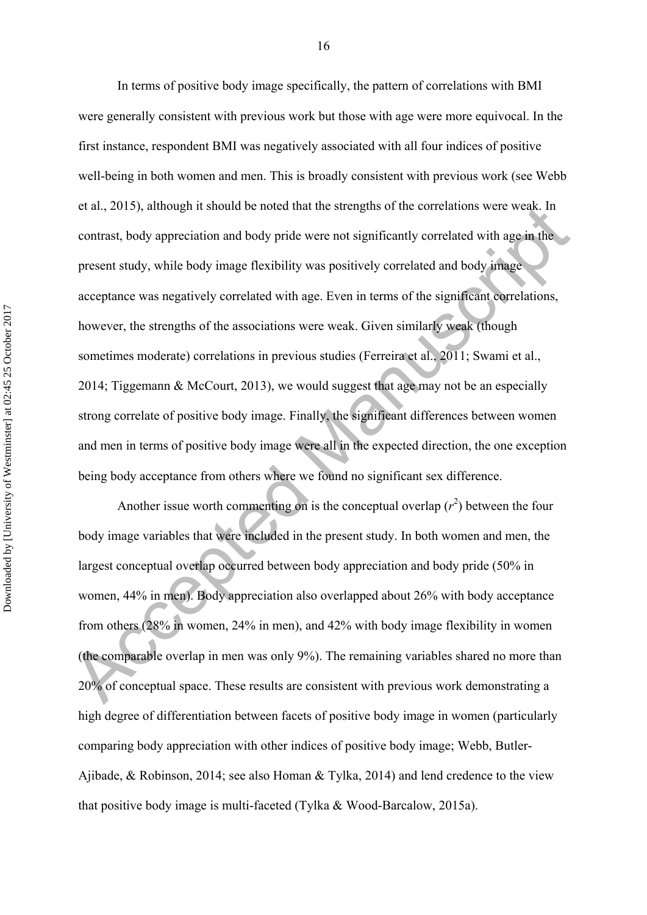In terms of positive body image specifically, the pattern of correlations with BMI were generally consistent with previous work but those with age were more equivocal. In the first instance, respondent BMI was negatively associated with all four indices of positive well-being in both women and men. This is broadly consistent with previous work (see Webb et al., 2015), although it should be noted that the strengths of the correlations were weak. In contrast, body appreciation and body pride were not significantly correlated with age in the present study, while body image flexibility was positively correlated and body image acceptance was negatively correlated with age. Even in terms of the significant correlations, however, the strengths of the associations were weak. Given similarly weak (though sometimes moderate) correlations in previous studies (Ferreira et al., 2011; Swami et al., 2014; Tiggemann & McCourt, 2013), we would suggest that age may not be an especially strong correlate of positive body image. Finally, the significant differences between women and men in terms of positive body image were all in the expected direction, the one exception being body acceptance from others where we found no significant sex difference.

Another issue worth commenting on is the conceptual overlap ($r^2$) between the four body image variables that were included in the present study. In both women and men, the largest conceptual overlap occurred between body appreciation and body pride (50% in women, 44% in men). Body appreciation also overlapped about 26% with body acceptance from others (28% in women, 24% in men), and 42% with body image flexibility in women (the comparable overlap in men was only 9%). The remaining variables shared no more than 20% of conceptual space. These results are consistent with previous work demonstrating a high degree of differentiation between facets of positive body image in women (particularly comparing body appreciation with other indices of positive body image; Webb, Butler-Ajibade, & Robinson, 2014; see also Homan & Tylka, 2014) and lend credence to the view that positive body image is multi-faceted (Tylka & Wood-Barcalow, 2015a).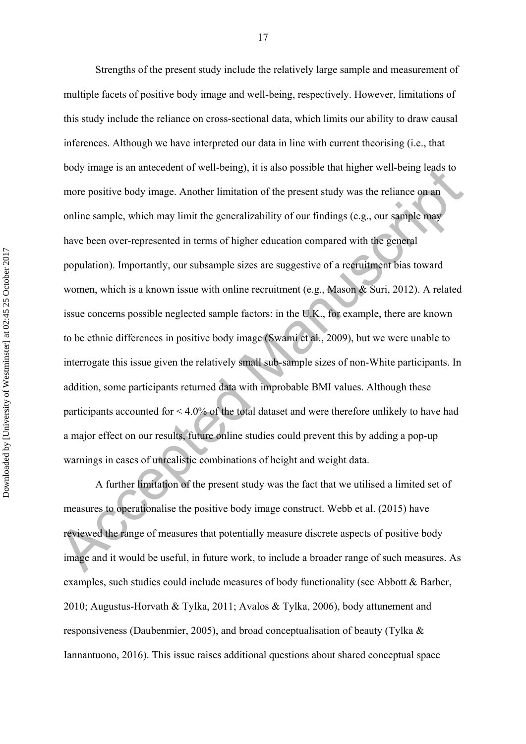Strengths of the present study include the relatively large sample and measurement of multiple facets of positive body image and well-being, respectively. However, limitations of this study include the reliance on cross-sectional data, which limits our ability to draw causal inferences. Although we have interpreted our data in line with current theorising (i.e., that body image is an antecedent of well-being), it is also possible that higher well-being leads to more positive body image. Another limitation of the present study was the reliance on an online sample, which may limit the generalizability of our findings (e.g., our sample may have been over-represented in terms of higher education compared with the general population). Importantly, our subsample sizes are suggestive of a recruitment bias toward women, which is a known issue with online recruitment (e.g., Mason & Suri, 2012). A related issue concerns possible neglected sample factors: in the U.K., for example, there are known to be ethnic differences in positive body image (Swami et al., 2009), but we were unable to interrogate this issue given the relatively small sub-sample sizes of non-White participants. In addition, some participants returned data with improbable BMI values. Although these participants accounted for < 4.0% of the total dataset and were therefore unlikely to have had a major effect on our results, future online studies could prevent this by adding a pop-up warnings in cases of unrealistic combinations of height and weight data.

A further limitation of the present study was the fact that we utilised a limited set of measures to operationalise the positive body image construct. Webb et al. (2015) have reviewed the range of measures that potentially measure discrete aspects of positive body image and it would be useful, in future work, to include a broader range of such measures. As examples, such studies could include measures of body functionality (see Abbott & Barber, 2010; Augustus-Horvath & Tylka, 2011; Avalos & Tylka, 2006), body attunement and responsiveness (Daubenmier, 2005), and broad conceptualisation of beauty (Tylka & Iannantuono, 2016). This issue raises additional questions about shared conceptual space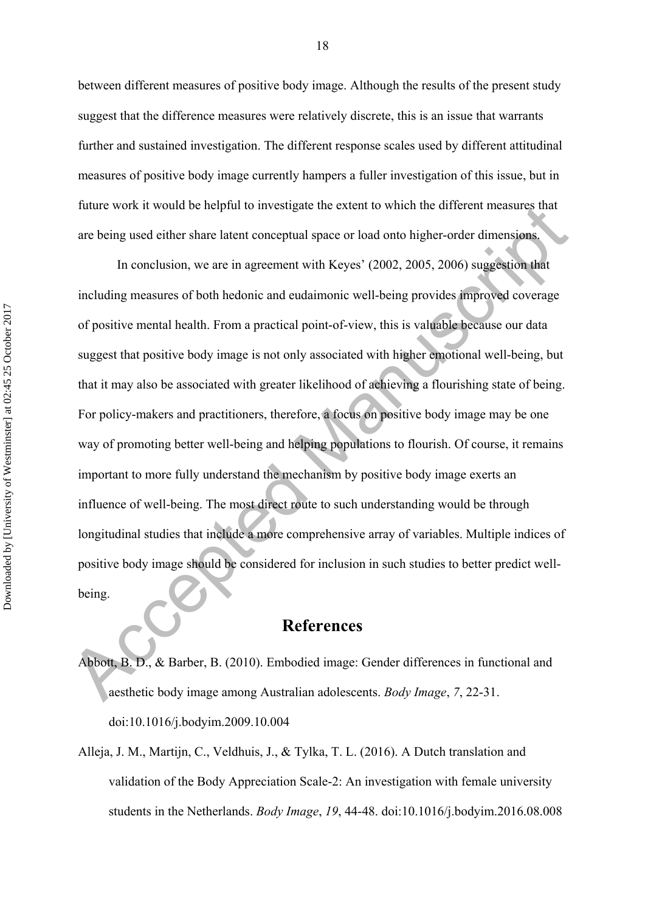between different measures of positive body image. Although the results of the present study suggest that the difference measures were relatively discrete, this is an issue that warrants further and sustained investigation. The different response scales used by different attitudinal measures of positive body image currently hampers a fuller investigation of this issue, but in future work it would be helpful to investigate the extent to which the different measures that are being used either share latent conceptual space or load onto higher-order dimensions.

In conclusion, we are in agreement with Keyes' (2002, 2005, 2006) suggestion that including measures of both hedonic and eudaimonic well-being provides improved coverage of positive mental health. From a practical point-of-view, this is valuable because our data suggest that positive body image is not only associated with higher emotional well-being, but that it may also be associated with greater likelihood of achieving a flourishing state of being. For policy-makers and practitioners, therefore, a focus on positive body image may be one way of promoting better well-being and helping populations to flourish. Of course, it remains important to more fully understand the mechanism by positive body image exerts an influence of well-being. The most direct route to such understanding would be through longitudinal studies that include a more comprehensive array of variables. Multiple indices of positive body image should be considered for inclusion in such studies to better predict well-being.

## References

Abbott, B. D., & Barber, B. (2010). Embodied image: Gender differences in functional and aesthetic body image among Australian adolescents. *Body Image*, *7*, 22-31. doi:10.1016/j.bodyim.2009.10.004

Alleja, J. M., Martijn, C., Veldhuis, J., & Tylka, T. L. (2016). A Dutch translation and validation of the Body Appreciation Scale-2: An investigation with female university students in the Netherlands. *Body Image*, *19*, 44-48. doi:10.1016/j.bodyim.2016.08.008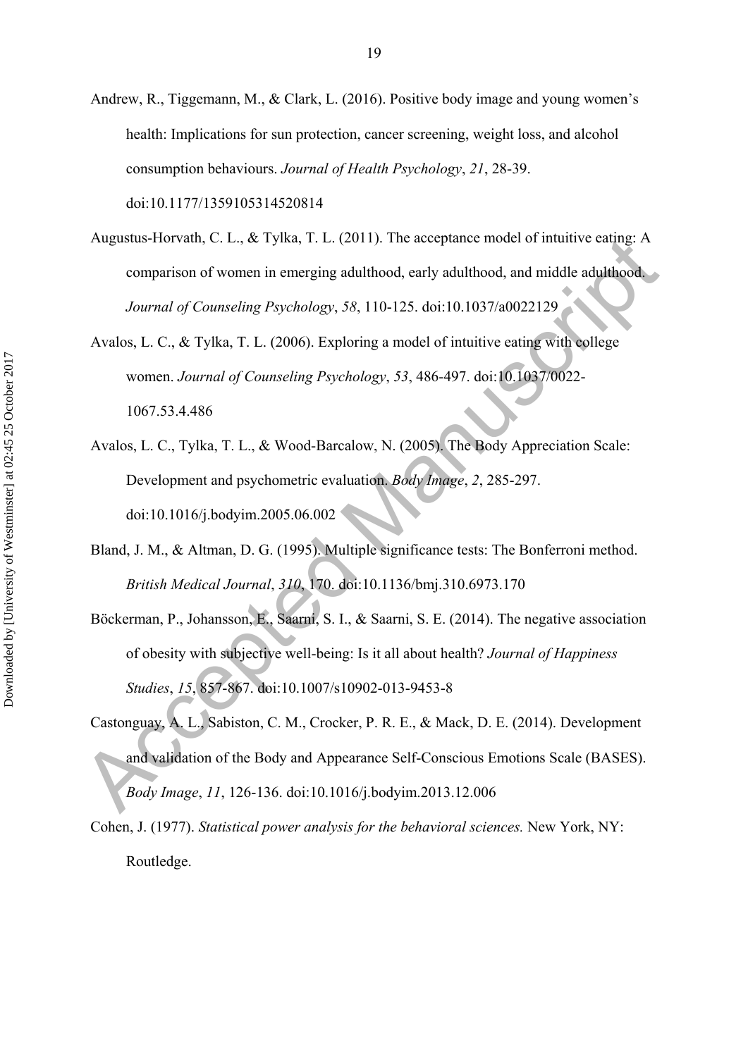Andrew, R., Tiggemann, M., & Clark, L. (2016). Positive body image and young women's health: Implications for sun protection, cancer screening, weight loss, and alcohol consumption behaviours. *Journal of Health Psychology*, *21*, 28-39. doi:10.1177/1359105314520814

Augustus-Horvath, C. L., & Tylka, T. L. (2011). The acceptance model of intuitive eating: A comparison of women in emerging adulthood, early adulthood, and middle adulthood. *Journal of Counseling Psychology*, *58*, 110-125. doi:10.1037/a0022129

Avalos, L. C., & Tylka, T. L. (2006). Exploring a model of intuitive eating with college women. *Journal of Counseling Psychology*, *53*, 486-497. doi:10.1037/0022-1067.53.4.486

Avalos, L. C., Tylka, T. L., & Wood-Barcalow, N. (2005). The Body Appreciation Scale: Development and psychometric evaluation. *Body Image*, *2*, 285-297. doi:10.1016/j.bodyim.2005.06.002

Bland, J. M., & Altman, D. G. (1995). Multiple significance tests: The Bonferroni method. *British Medical Journal*, *310*, 170. doi:10.1136/bmj.310.6973.170

Böckerman, P., Johansson, E., Saarni, S. I., & Saarni, S. E. (2014). The negative association of obesity with subjective well-being: Is it all about health? *Journal of Happiness Studies*, *15*, 857-867. doi:10.1007/s10902-013-9453-8

Castonguay, A. L., Sabiston, C. M., Crocker, P. R. E., & Mack, D. E. (2014). Development and validation of the Body and Appearance Self-Conscious Emotions Scale (BASES). *Body Image*, *11*, 126-136. doi:10.1016/j.bodyim.2013.12.006

Cohen, J. (1977). *Statistical power analysis for the behavioral sciences.* New York, NY: Routledge.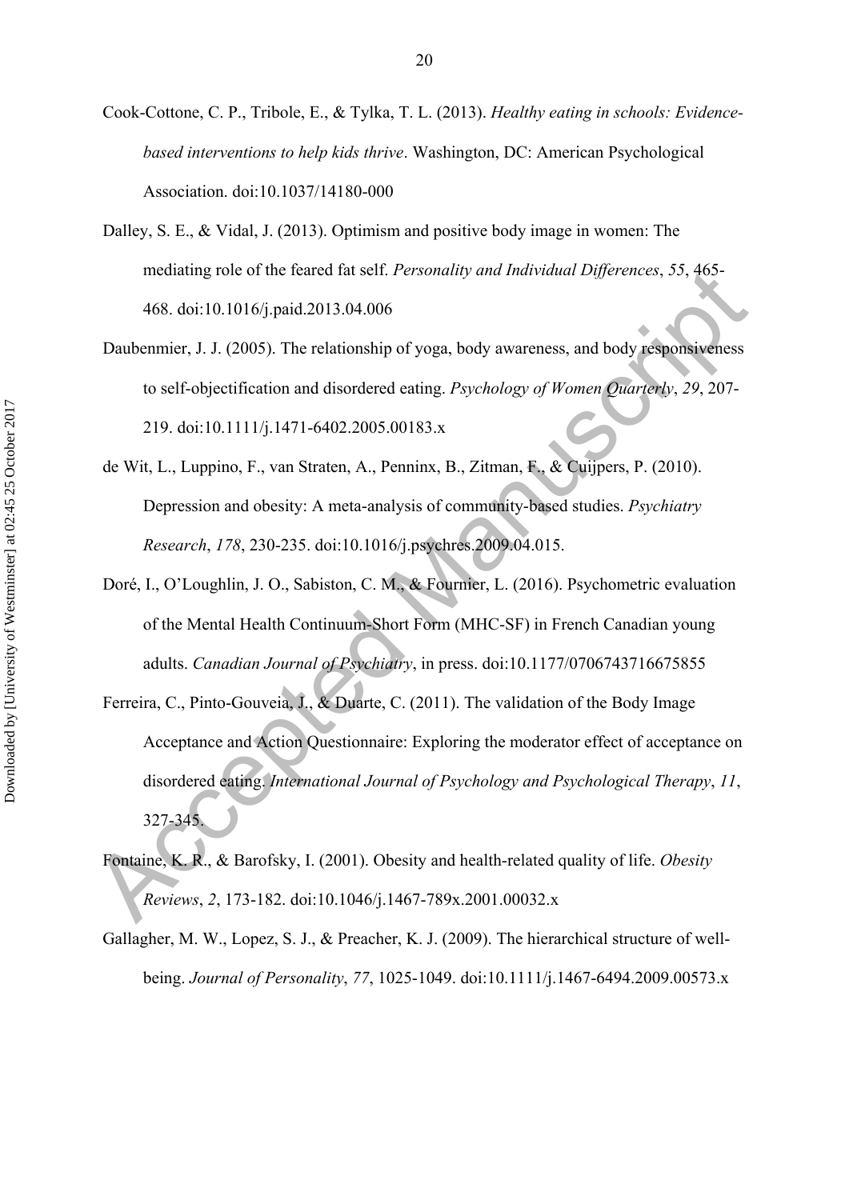Cook-Cottone, C. P., Tribole, E., & Tylka, T. L. (2013). *Healthy eating in schools: Evidence-based interventions to help kids thrive*. Washington, DC: American Psychological Association. doi:10.1037/14180-000

Dalley, S. E., & Vidal, J. (2013). Optimism and positive body image in women: The mediating role of the feared fat self. *Personality and Individual Differences*, *55*, 465-468. doi:10.1016/j.paid.2013.04.006

Daubenmier, J. J. (2005). The relationship of yoga, body awareness, and body responsiveness to self-objectification and disordered eating. *Psychology of Women Quarterly*, *29*, 207-219. doi:10.1111/j.1471-6402.2005.00183.x

de Wit, L., Luppino, F., van Straten, A., Penninx, B., Zitman, F., & Cuijpers, P. (2010). Depression and obesity: A meta-analysis of community-based studies. *Psychiatry Research*, *178*, 230-235. doi:10.1016/j.psychres.2009.04.015.

Doré, I., O'Loughlin, J. O., Sabiston, C. M., & Fournier, L. (2016). Psychometric evaluation of the Mental Health Continuum-Short Form (MHC-SF) in French Canadian young adults. *Canadian Journal of Psychiatry*, in press. doi:10.1177/0706743716675855

Ferreira, C., Pinto-Gouveia, J., & Duarte, C. (2011). The validation of the Body Image Acceptance and Action Questionnaire: Exploring the moderator effect of acceptance on disordered eating. *International Journal of Psychology and Psychological Therapy*, *11*, 327-345.

Fontaine, K. R., & Barofsky, I. (2001). Obesity and health-related quality of life. *Obesity Reviews*, *2*, 173-182. doi:10.1046/j.1467-789x.2001.00032.x

Gallagher, M. W., Lopez, S. J., & Preacher, K. J. (2009). The hierarchical structure of well-being. *Journal of Personality*, *77*, 1025-1049. doi:10.1111/j.1467-6494.2009.00573.x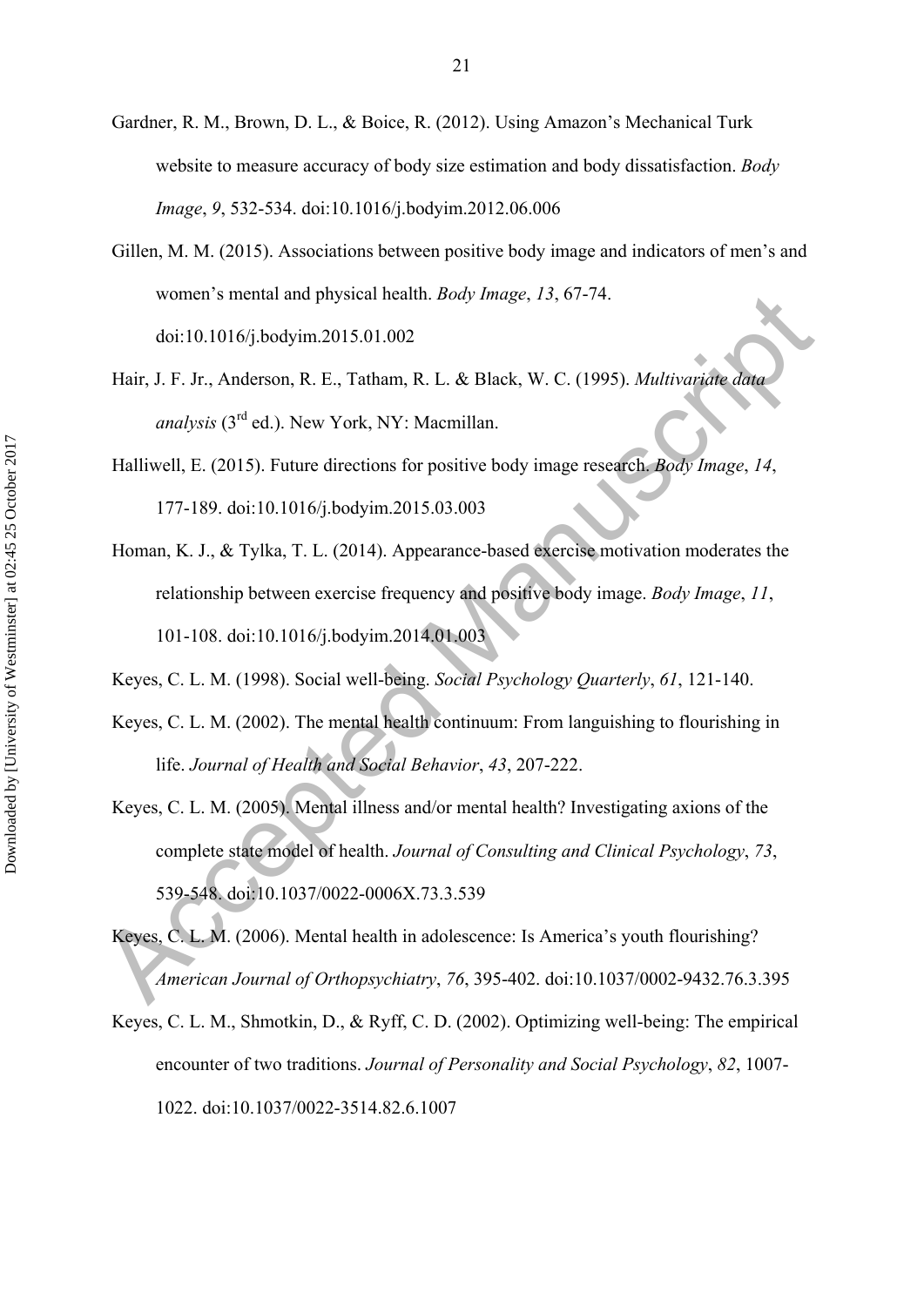Gardner, R. M., Brown, D. L., & Boice, R. (2012). Using Amazon's Mechanical Turk website to measure accuracy of body size estimation and body dissatisfaction. *Body Image*, *9*, 532-534. doi:10.1016/j.bodyim.2012.06.006

Gillen, M. M. (2015). Associations between positive body image and indicators of men's and women's mental and physical health. *Body Image*, *13*, 67-74. doi:10.1016/j.bodyim.2015.01.002

Hair, J. F. Jr., Anderson, R. E., Tatham, R. L. & Black, W. C. (1995). *Multivariate data analysis* (3rd ed.). New York, NY: Macmillan.

Halliwell, E. (2015). Future directions for positive body image research. *Body Image*, *14*, 177-189. doi:10.1016/j.bodyim.2015.03.003

Homan, K. J., & Tylka, T. L. (2014). Appearance-based exercise motivation moderates the relationship between exercise frequency and positive body image. *Body Image*, *11*, 101-108. doi:10.1016/j.bodyim.2014.01.003

Keyes, C. L. M. (1998). Social well-being. *Social Psychology Quarterly*, *61*, 121-140.

Keyes, C. L. M. (2002). The mental health continuum: From languishing to flourishing in life. *Journal of Health and Social Behavior*, *43*, 207-222.

Keyes, C. L. M. (2005). Mental illness and/or mental health? Investigating axions of the complete state model of health. *Journal of Consulting and Clinical Psychology*, *73*, 539-548. doi:10.1037/0022-0006X.73.3.539

Keyes, C. L. M. (2006). Mental health in adolescence: Is America's youth flourishing? *American Journal of Orthopsychiatry*, *76*, 395-402. doi:10.1037/0002-9432.76.3.395

Keyes, C. L. M., Shmotkin, D., & Ryff, C. D. (2002). Optimizing well-being: The empirical encounter of two traditions. *Journal of Personality and Social Psychology*, *82*, 1007-1022. doi:10.1037/0022-3514.82.6.1007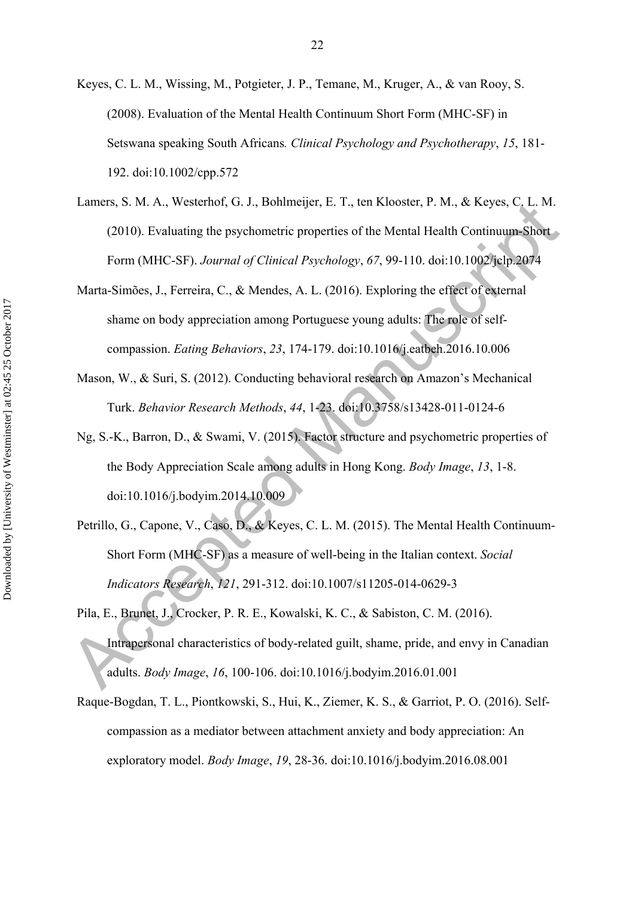Keyes, C. L. M., Wissing, M., Potgieter, J. P., Temane, M., Kruger, A., & van Rooy, S. (2008). Evaluation of the Mental Health Continuum Short Form (MHC-SF) in Setswana speaking South Africans. *Clinical Psychology and Psychotherapy*, *15*, 181-192. doi:10.1002/cpp.572

Lamers, S. M. A., Westerhof, G. J., Bohlmeijer, E. T., ten Klooster, P. M., & Keyes, C. L. M. (2010). Evaluating the psychometric properties of the Mental Health Continuum-Short Form (MHC-SF). *Journal of Clinical Psychology*, *67*, 99-110. doi:10.1002/jclp.2074

Marta-Simões, J., Ferreira, C., & Mendes, A. L. (2016). Exploring the effect of external shame on body appreciation among Portuguese young adults: The role of self-compassion. *Eating Behaviors*, *23*, 174-179. doi:10.1016/j.eatbeh.2016.10.006

Mason, W., & Suri, S. (2012). Conducting behavioral research on Amazon's Mechanical Turk. *Behavior Research Methods*, *44*, 1-23. doi:10.3758/s13428-011-0124-6

Ng, S.-K., Barron, D., & Swami, V. (2015). Factor structure and psychometric properties of the Body Appreciation Scale among adults in Hong Kong. *Body Image*, *13*, 1-8. doi:10.1016/j.bodyim.2014.10.009

Petrillo, G., Capone, V., Caso, D., & Keyes, C. L. M. (2015). The Mental Health Continuum-Short Form (MHC-SF) as a measure of well-being in the Italian context. *Social Indicators Research*, *121*, 291-312. doi:10.1007/s11205-014-0629-3

Pila, E., Brunet, J., Crocker, P. R. E., Kowalski, K. C., & Sabiston, C. M. (2016). Intrapersonal characteristics of body-related guilt, shame, pride, and envy in Canadian adults. *Body Image*, *16*, 100-106. doi:10.1016/j.bodyim.2016.01.001

Raque-Bogdan, T. L., Piontkowski, S., Hui, K., Ziemer, K. S., & Garriot, P. O. (2016). Self-compassion as a mediator between attachment anxiety and body appreciation: An exploratory model. *Body Image*, *19*, 28-36. doi:10.1016/j.bodyim.2016.08.001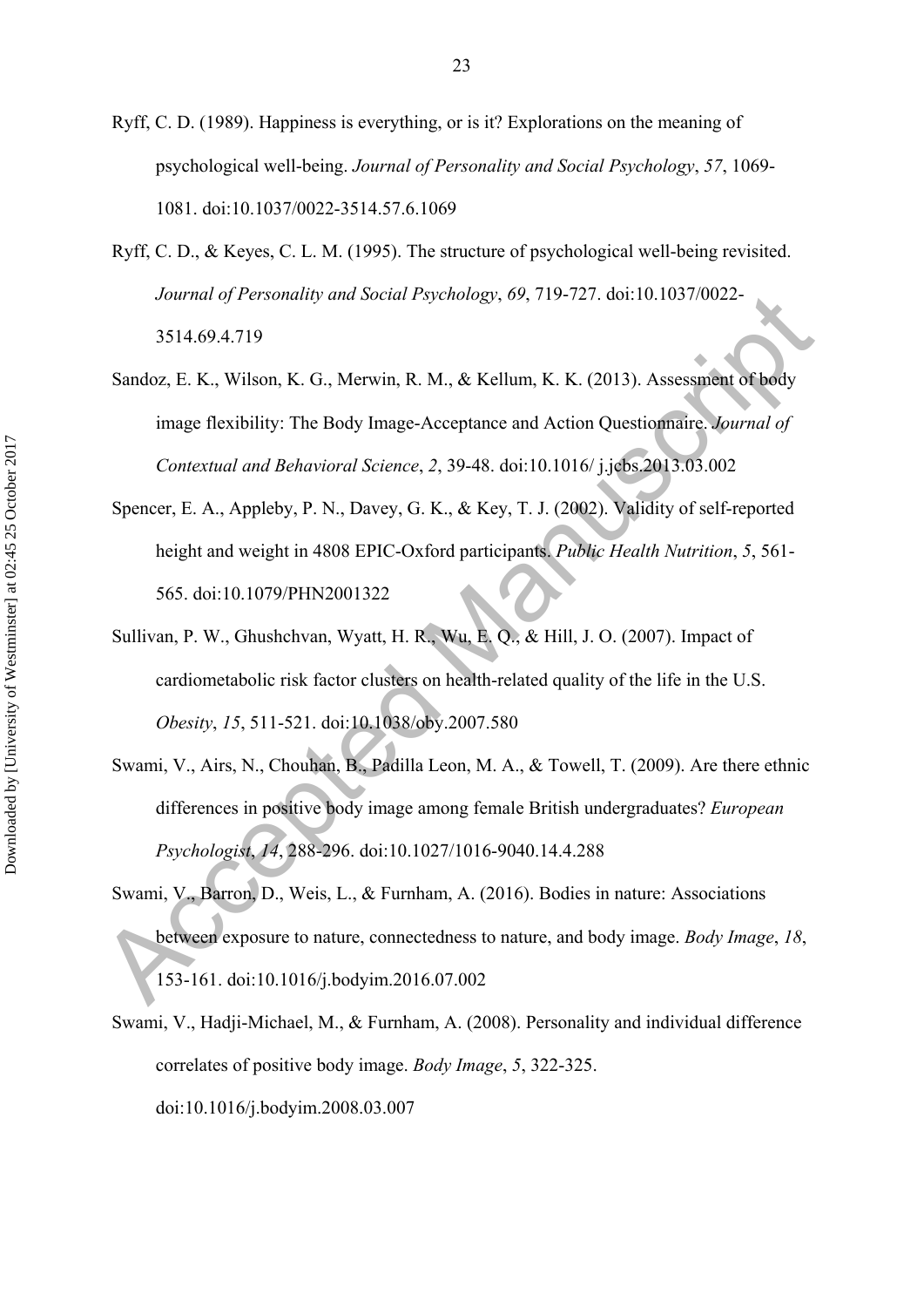Ryff, C. D. (1989). Happiness is everything, or is it? Explorations on the meaning of psychological well-being. *Journal of Personality and Social Psychology*, *57*, 1069-1081. doi:10.1037/0022-3514.57.6.1069

Ryff, C. D., & Keyes, C. L. M. (1995). The structure of psychological well-being revisited. *Journal of Personality and Social Psychology*, *69*, 719-727. doi:10.1037/0022-3514.69.4.719

Sandoz, E. K., Wilson, K. G., Merwin, R. M., & Kellum, K. K. (2013). Assessment of body image flexibility: The Body Image-Acceptance and Action Questionnaire. *Journal of Contextual and Behavioral Science*, *2*, 39-48. doi:10.1016/ j.jcbs.2013.03.002

Spencer, E. A., Appleby, P. N., Davey, G. K., & Key, T. J. (2002). Validity of self-reported height and weight in 4808 EPIC-Oxford participants. *Public Health Nutrition*, *5*, 561-565. doi:10.1079/PHN2001322

Sullivan, P. W., Ghushchvan, Wyatt, H. R., Wu, E. Q., & Hill, J. O. (2007). Impact of cardiometabolic risk factor clusters on health-related quality of the life in the U.S. *Obesity*, *15*, 511-521. doi:10.1038/oby.2007.580

Swami, V., Airs, N., Chouhan, B., Padilla Leon, M. A., & Towell, T. (2009). Are there ethnic differences in positive body image among female British undergraduates? *European Psychologist*, *14*, 288-296. doi:10.1027/1016-9040.14.4.288

Swami, V., Barron, D., Weis, L., & Furnham, A. (2016). Bodies in nature: Associations between exposure to nature, connectedness to nature, and body image. *Body Image*, *18*, 153-161. doi:10.1016/j.bodyim.2016.07.002

Swami, V., Hadji-Michael, M., & Furnham, A. (2008). Personality and individual difference correlates of positive body image. *Body Image*, *5*, 322-325. doi:10.1016/j.bodyim.2008.03.007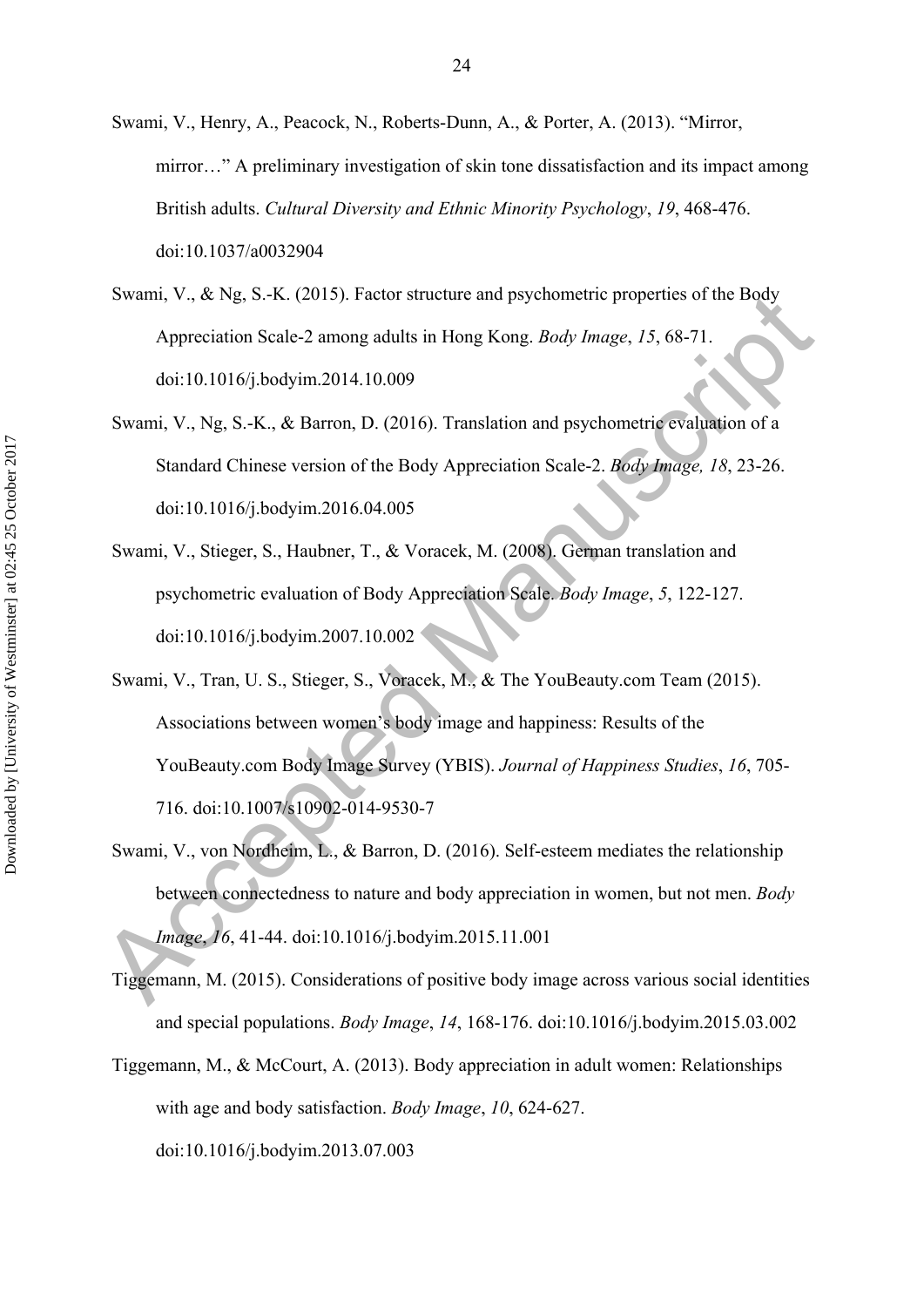Swami, V., Henry, A., Peacock, N., Roberts-Dunn, A., & Porter, A. (2013). "Mirror, mirror…" A preliminary investigation of skin tone dissatisfaction and its impact among British adults. *Cultural Diversity and Ethnic Minority Psychology*, *19*, 468-476. doi:10.1037/a0032904

Swami, V., & Ng, S.-K. (2015). Factor structure and psychometric properties of the Body Appreciation Scale-2 among adults in Hong Kong. *Body Image*, *15*, 68-71. doi:10.1016/j.bodyim.2014.10.009

Swami, V., Ng, S.-K., & Barron, D. (2016). Translation and psychometric evaluation of a Standard Chinese version of the Body Appreciation Scale-2. *Body Image, 18*, 23-26. doi:10.1016/j.bodyim.2016.04.005

Swami, V., Stieger, S., Haubner, T., & Voracek, M. (2008). German translation and psychometric evaluation of Body Appreciation Scale. *Body Image*, *5*, 122-127. doi:10.1016/j.bodyim.2007.10.002

Swami, V., Tran, U. S., Stieger, S., Voracek, M., & The YouBeauty.com Team (2015). Associations between women's body image and happiness: Results of the YouBeauty.com Body Image Survey (YBIS). *Journal of Happiness Studies*, *16*, 705-716. doi:10.1007/s10902-014-9530-7

Swami, V., von Nordheim, L., & Barron, D. (2016). Self-esteem mediates the relationship between connectedness to nature and body appreciation in women, but not men. *Body Image*, *16*, 41-44. doi:10.1016/j.bodyim.2015.11.001

Tiggemann, M. (2015). Considerations of positive body image across various social identities and special populations. *Body Image*, *14*, 168-176. doi:10.1016/j.bodyim.2015.03.002

Tiggemann, M., & McCourt, A. (2013). Body appreciation in adult women: Relationships with age and body satisfaction. *Body Image*, *10*, 624-627. doi:10.1016/j.bodyim.2013.07.003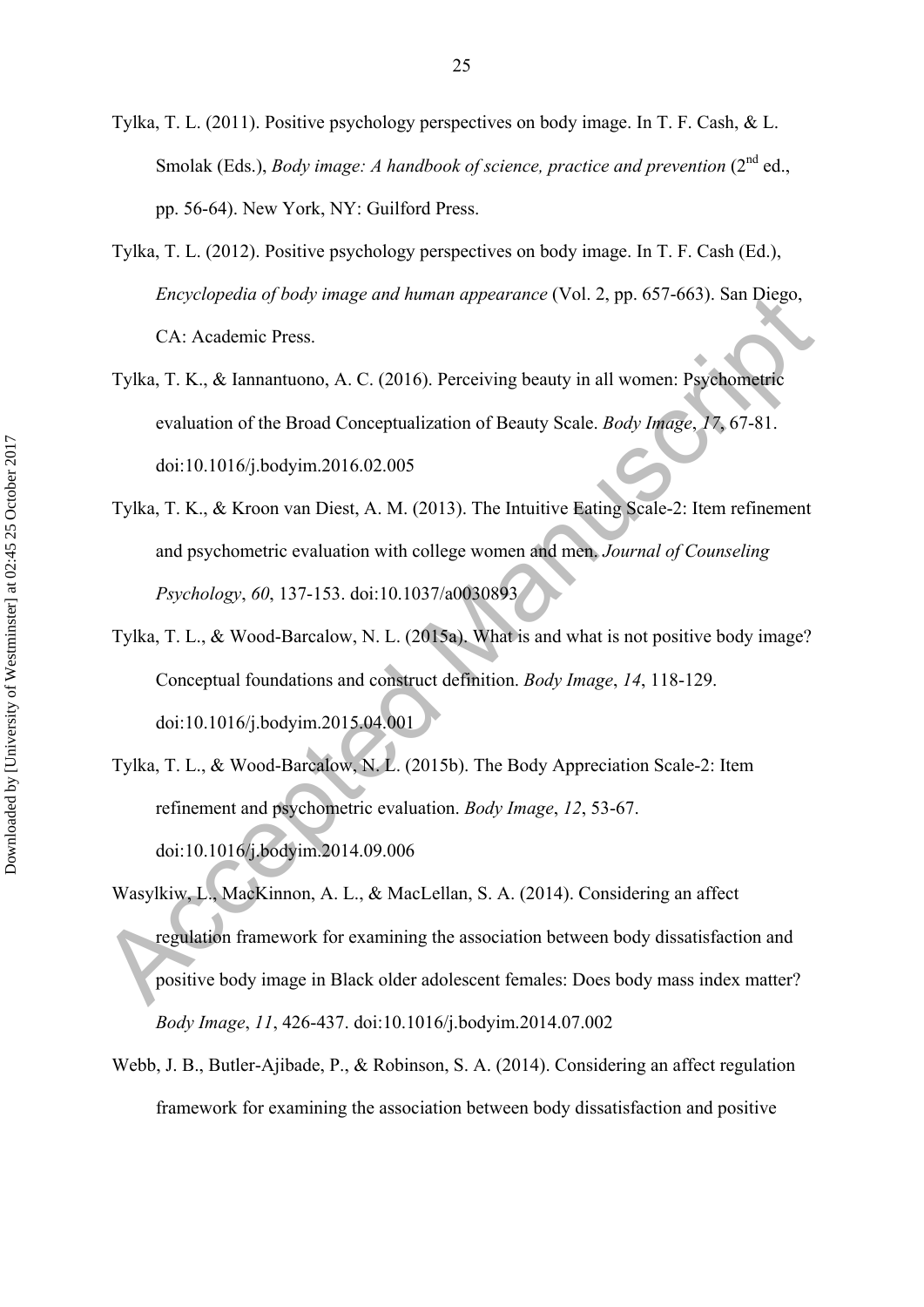Tylka, T. L. (2011). Positive psychology perspectives on body image. In T. F. Cash, & L. Smolak (Eds.), *Body image: A handbook of science, practice and prevention* (2nd ed., pp. 56-64). New York, NY: Guilford Press.

Tylka, T. L. (2012). Positive psychology perspectives on body image. In T. F. Cash (Ed.), *Encyclopedia of body image and human appearance* (Vol. 2, pp. 657-663). San Diego, CA: Academic Press.

Tylka, T. K., & Iannantuono, A. C. (2016). Perceiving beauty in all women: Psychometric evaluation of the Broad Conceptualization of Beauty Scale. *Body Image*, *17*, 67-81. doi:10.1016/j.bodyim.2016.02.005

Tylka, T. K., & Kroon van Diest, A. M. (2013). The Intuitive Eating Scale-2: Item refinement and psychometric evaluation with college women and men. *Journal of Counseling Psychology*, *60*, 137-153. doi:10.1037/a0030893

Tylka, T. L., & Wood-Barcalow, N. L. (2015a). What is and what is not positive body image? Conceptual foundations and construct definition. *Body Image*, *14*, 118-129. doi:10.1016/j.bodyim.2015.04.001

Tylka, T. L., & Wood-Barcalow, N. L. (2015b). The Body Appreciation Scale-2: Item refinement and psychometric evaluation. *Body Image*, *12*, 53-67. doi:10.1016/j.bodyim.2014.09.006

Wasylkiw, L., MacKinnon, A. L., & MacLellan, S. A. (2014). Considering an affect regulation framework for examining the association between body dissatisfaction and positive body image in Black older adolescent females: Does body mass index matter? *Body Image*, *11*, 426-437. doi:10.1016/j.bodyim.2014.07.002

Webb, J. B., Butler-Ajibade, P., & Robinson, S. A. (2014). Considering an affect regulation framework for examining the association between body dissatisfaction and positive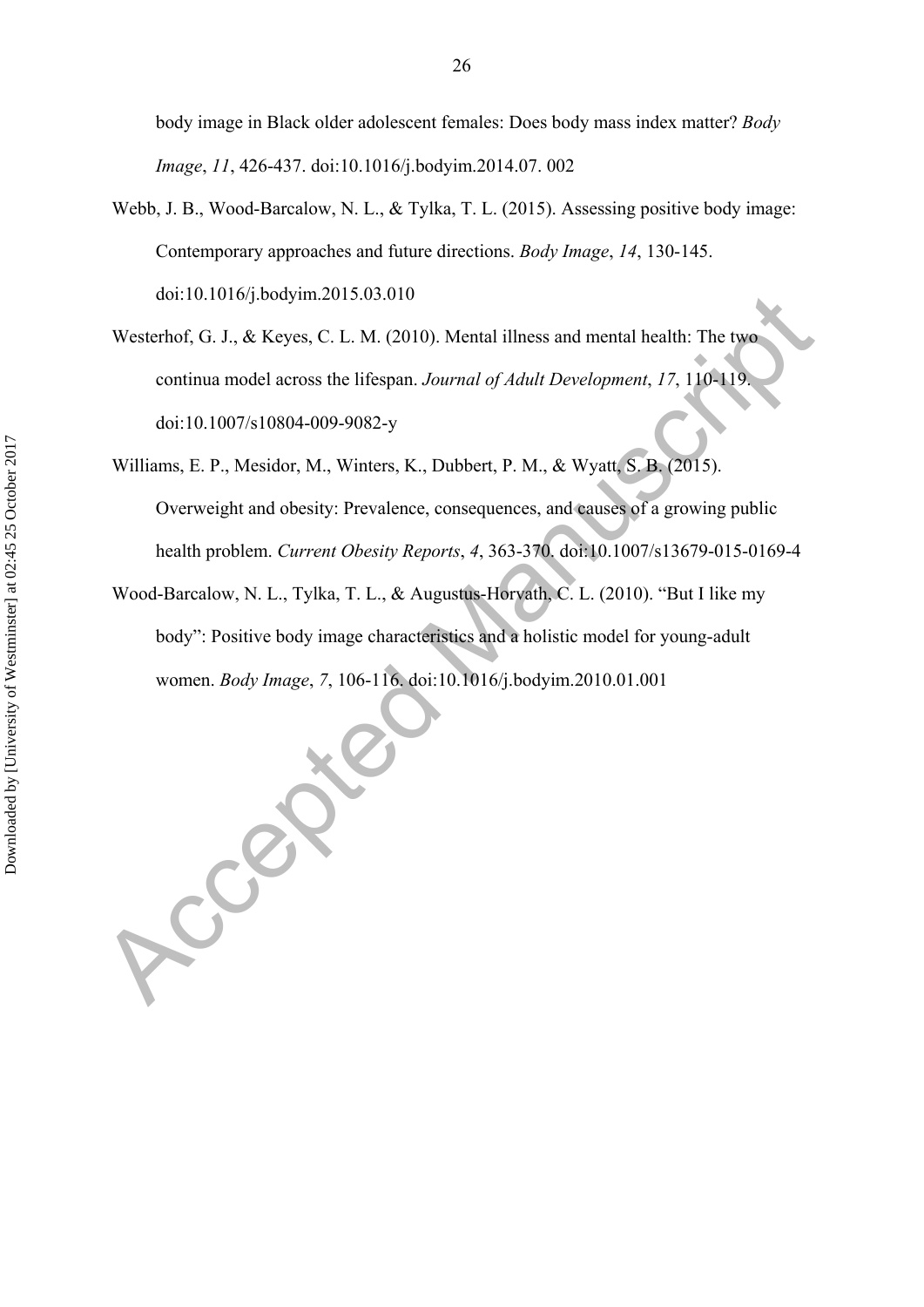body image in Black older adolescent females: Does body mass index matter? *Body Image*, *11*, 426-437. doi:10.1016/j.bodyim.2014.07. 002

Webb, J. B., Wood-Barcalow, N. L., & Tylka, T. L. (2015). Assessing positive body image: Contemporary approaches and future directions. *Body Image*, *14*, 130-145. doi:10.1016/j.bodyim.2015.03.010

Westerhof, G. J., & Keyes, C. L. M. (2010). Mental illness and mental health: The two continua model across the lifespan. *Journal of Adult Development*, *17*, 110-119. doi:10.1007/s10804-009-9082-y

Williams, E. P., Mesidor, M., Winters, K., Dubbert, P. M., & Wyatt, S. B. (2015). Overweight and obesity: Prevalence, consequences, and causes of a growing public health problem. *Current Obesity Reports*, *4*, 363-370. doi:10.1007/s13679-015-0169-4

Wood-Barcalow, N. L., Tylka, T. L., & Augustus-Horvath, C. L. (2010). "But I like my body": Positive body image characteristics and a holistic model for young-adult women. *Body Image*, *7*, 106-116. doi:10.1016/j.bodyim.2010.01.001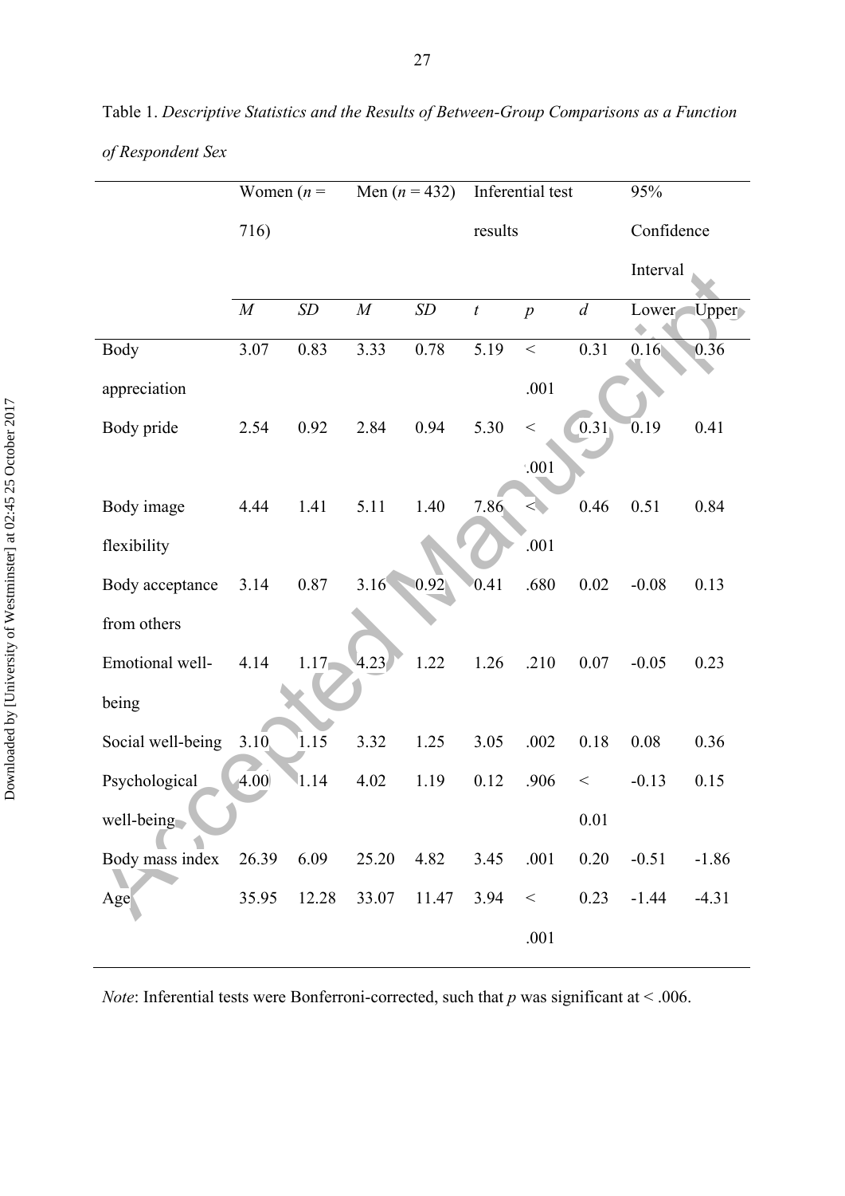Table 1. *Descriptive Statistics and the Results of Between-Group Comparisons as a Function of Respondent Sex*

| | Women ($n$ = 716) | | Men ($n$ = 432) | | Inferential test results | | | 95% Confidence Interval | |
|---|---|---|---|---|---|---|---|---|---|
| | $M$ | $SD$ | $M$ | $SD$ | $t$ | $p$ | $d$ | Lower | Upper |
| Body appreciation | 3.07 | 0.83 | 3.33 | 0.78 | 5.19 | < .001 | 0.31 | 0.16 | 0.36 |
| Body pride | 2.54 | 0.92 | 2.84 | 0.94 | 5.30 | < .001 | 0.31 | 0.19 | 0.41 |
| Body image flexibility | 4.44 | 1.41 | 5.11 | 1.40 | 7.86 | < .001 | 0.46 | 0.51 | 0.84 |
| Body acceptance from others | 3.14 | 0.87 | 3.16 | 0.92 | 0.41 | .680 | 0.02 | -0.08 | 0.13 |
| Emotional well-being | 4.14 | 1.17 | 4.23 | 1.22 | 1.26 | .210 | 0.07 | -0.05 | 0.23 |
| Social well-being | 3.10 | 1.15 | 3.32 | 1.25 | 3.05 | .002 | 0.18 | 0.08 | 0.36 |
| Psychological well-being | 4.00 | 1.14 | 4.02 | 1.19 | 0.12 | .906 | < 0.01 | -0.13 | 0.15 |
| Body mass index | 26.39 | 6.09 | 25.20 | 4.82 | 3.45 | .001 | 0.20 | -0.51 | -1.86 |
| Age | 35.95 | 12.28 | 33.07 | 11.47 | 3.94 | < .001 | 0.23 | -1.44 | -4.31 |

*Note*: Inferential tests were Bonferroni-corrected, such that $p$ was significant at < .006.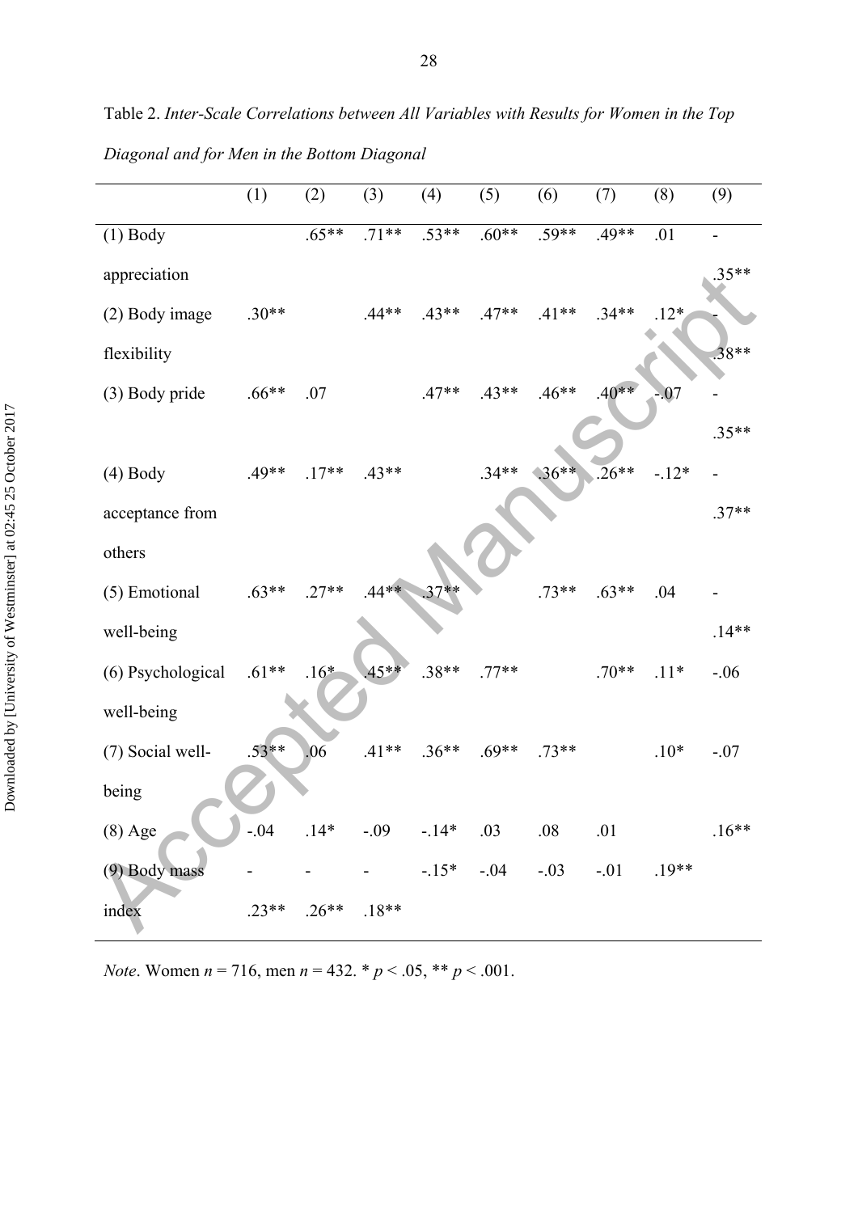Table 2. *Inter-Scale Correlations between All Variables with Results for Women in the Top Diagonal and for Men in the Bottom Diagonal*

| | (1) | (2) | (3) | (4) | (5) | (6) | (7) | (8) | (9) |
|---|---|---|---|---|---|---|---|---|---|
| (1) Body appreciation | | .65** | .71** | .53** | .60** | .59** | .49** | .01 | -.35** |
| (2) Body image flexibility | .30** | | .44** | .43** | .47** | .41** | .34** | .12* | -.38** |
| (3) Body pride | .66** | .07 | | .47** | .43** | .46** | .40** | -.07 | -.35** |
| (4) Body acceptance from others | .49** | .17** | .43** | | .34** | .36** | .26** | -.12* | -.37** |
| (5) Emotional well-being | .63** | .27** | .44** | .37** | | .73** | .63** | .04 | -.14** |
| (6) Psychological well-being | .61** | .16* | .45** | .38** | .77** | | .70** | .11* | -.06 |
| (7) Social well-being | .53** | .06 | .41** | .36** | .69** | .73** | | .10* | -.07 |
| (8) Age | -.04 | .14* | -.09 | -.14* | .03 | .08 | .01 | | .16** |
| (9) Body mass index | -.23** | -.26** | -.18** | -.15* | -.04 | -.03 | -.01 | .19** | |

*Note*. Women $n$ = 716, men $n$ = 432. * $p$ < .05, ** $p$ < .001.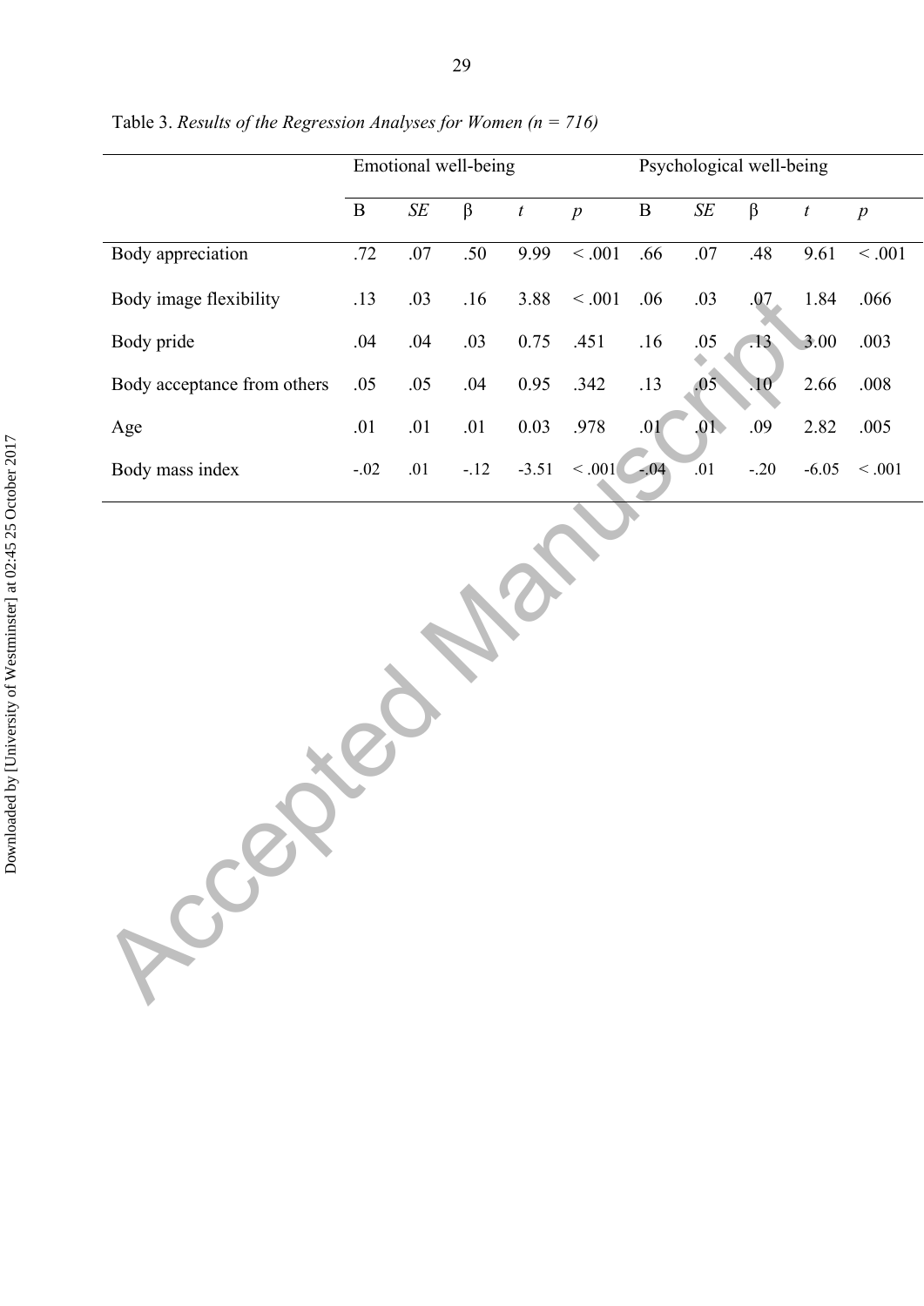Table 3. *Results of the Regression Analyses for Women (n = 716)*

| | Emotional well-being | | | | | Psychological well-being | | | | |
|---|---|---|---|---|---|---|---|---|---|---|
| | B | *SE* | β | *t* | *p* | B | *SE* | β | *t* | *p* |
| Body appreciation | .72 | .07 | .50 | 9.99 | < .001 | .66 | .07 | .48 | 9.61 | < .001 |
| Body image flexibility | .13 | .03 | .16 | 3.88 | < .001 | .06 | .03 | .07 | 1.84 | .066 |
| Body pride | .04 | .04 | .03 | 0.75 | .451 | .16 | .05 | .13 | 3.00 | .003 |
| Body acceptance from others | .05 | .05 | .04 | 0.95 | .342 | .13 | .05 | .10 | 2.66 | .008 |
| Age | .01 | .01 | .01 | 0.03 | .978 | .01 | .01 | .09 | 2.82 | .005 |
| Body mass index | -.02 | .01 | -.12 | -3.51 | < .001 | -.04 | .01 | -.20 | -6.05 | < .001 |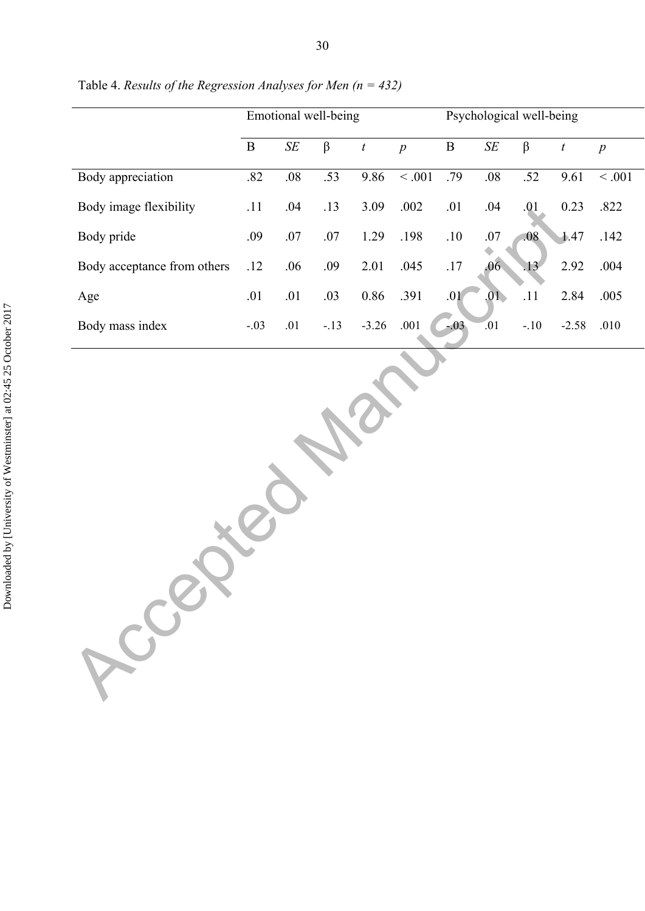Table 4. *Results of the Regression Analyses for Men (n = 432)*

| | Emotional well-being | | | | | Psychological well-being | | | | |
|---|---|---|---|---|---|---|---|---|---|---|
| | B | *SE* | β | *t* | *p* | B | *SE* | β | *t* | *p* |
| Body appreciation | .82 | .08 | .53 | 9.86 | < .001 | .79 | .08 | .52 | 9.61 | < .001 |
| Body image flexibility | .11 | .04 | .13 | 3.09 | .002 | .01 | .04 | .01 | 0.23 | .822 |
| Body pride | .09 | .07 | .07 | 1.29 | .198 | .10 | .07 | .08 | 1.47 | .142 |
| Body acceptance from others | .12 | .06 | .09 | 2.01 | .045 | .17 | .06 | .13 | 2.92 | .004 |
| Age | .01 | .01 | .03 | 0.86 | .391 | .01 | .01 | .11 | 2.84 | .005 |
| Body mass index | -.03 | .01 | -.13 | -3.26 | .001 | -.03 | .01 | -.10 | -2.58 | .010 |